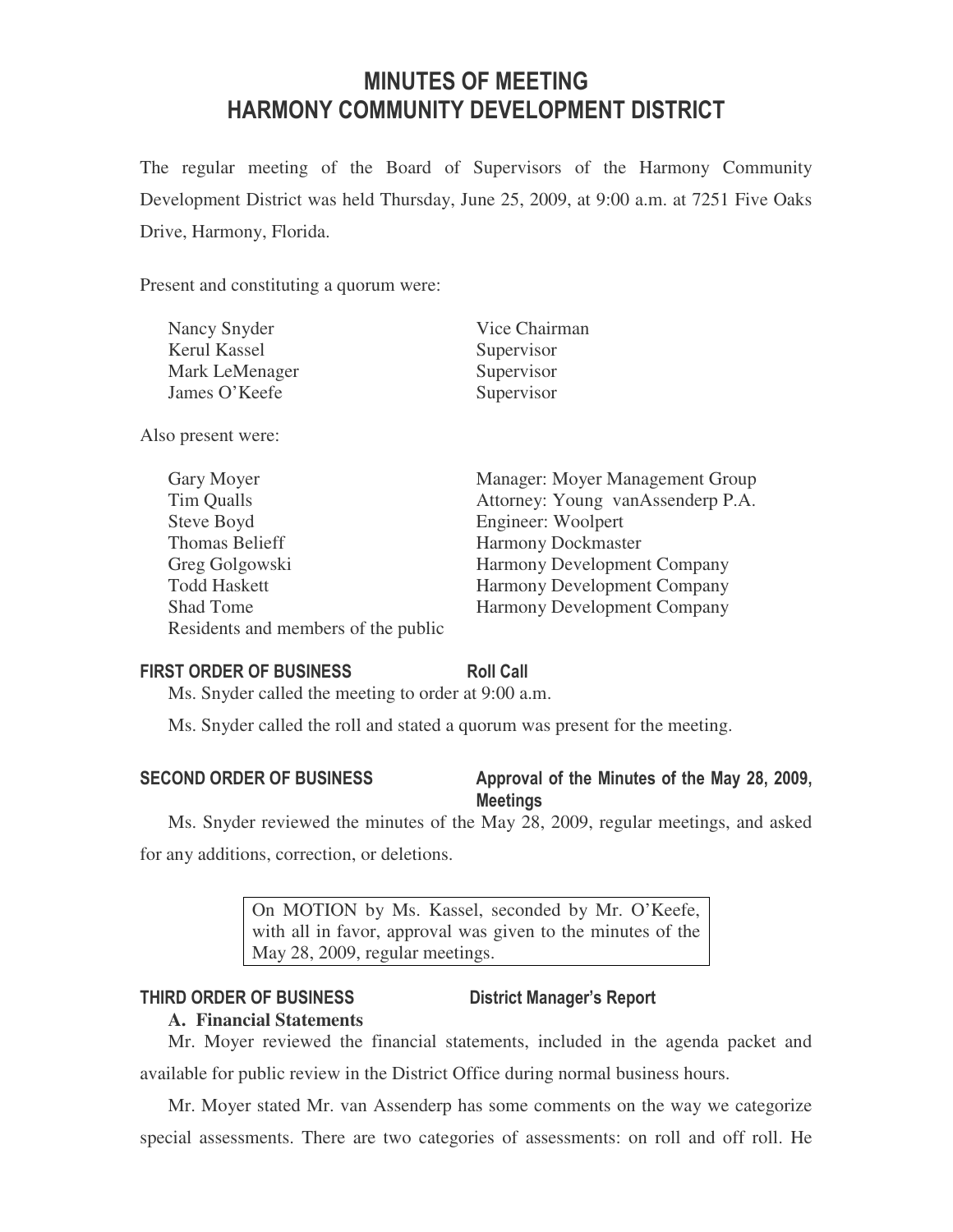# MINUTES OF MEETING
# HARMONY COMMUNITY DEVELOPMENT DISTRICT

The regular meeting of the Board of Supervisors of the Harmony Community Development District was held Thursday, June 25, 2009, at 9:00 a.m. at 7251 Five Oaks Drive, Harmony, Florida.

Present and constituting a quorum were:

| | |
|---|---|
| Nancy Snyder | Vice Chairman |
| Kerul Kassel | Supervisor |
| Mark LeMenager | Supervisor |
| James O'Keefe | Supervisor |

Also present were:

| | |
|---|---|
| Gary Moyer | Manager: Moyer Management Group |
| Tim Qualls | Attorney: Young vanAssenderp P.A. |
| Steve Boyd | Engineer: Woolpert |
| Thomas Belieff | Harmony Dockmaster |
| Greg Golgowski | Harmony Development Company |
| Todd Haskett | Harmony Development Company |
| Shad Tome | Harmony Development Company |
| Residents and members of the public | |

## FIRST ORDER OF BUSINESS — Roll Call

Ms. Snyder called the meeting to order at 9:00 a.m.

Ms. Snyder called the roll and stated a quorum was present for the meeting.

## SECOND ORDER OF BUSINESS — Approval of the Minutes of the May 28, 2009, Meetings

Ms. Snyder reviewed the minutes of the May 28, 2009, regular meetings, and asked for any additions, correction, or deletions.

> On MOTION by Ms. Kassel, seconded by Mr. O'Keefe, with all in favor, approval was given to the minutes of the May 28, 2009, regular meetings.

## THIRD ORDER OF BUSINESS — District Manager's Report

**A. Financial Statements**

Mr. Moyer reviewed the financial statements, included in the agenda packet and available for public review in the District Office during normal business hours.

Mr. Moyer stated Mr. van Assenderp has some comments on the way we categorize special assessments. There are two categories of assessments: on roll and off roll. He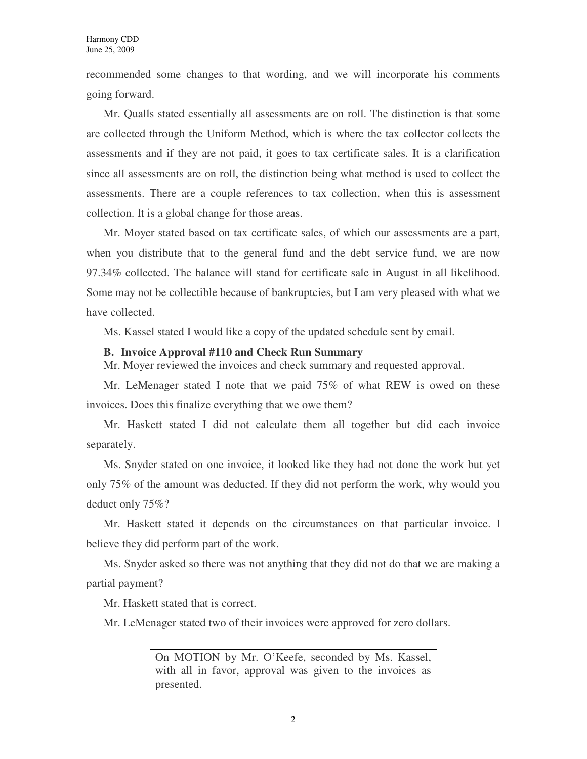recommended some changes to that wording, and we will incorporate his comments going forward.

Mr. Qualls stated essentially all assessments are on roll. The distinction is that some are collected through the Uniform Method, which is where the tax collector collects the assessments and if they are not paid, it goes to tax certificate sales. It is a clarification since all assessments are on roll, the distinction being what method is used to collect the assessments. There are a couple references to tax collection, when this is assessment collection. It is a global change for those areas.

Mr. Moyer stated based on tax certificate sales, of which our assessments are a part, when you distribute that to the general fund and the debt service fund, we are now 97.34% collected. The balance will stand for certificate sale in August in all likelihood. Some may not be collectible because of bankruptcies, but I am very pleased with what we have collected.

Ms. Kassel stated I would like a copy of the updated schedule sent by email.

**B. Invoice Approval #110 and Check Run Summary**

Mr. Moyer reviewed the invoices and check summary and requested approval.

Mr. LeMenager stated I note that we paid 75% of what REW is owed on these invoices. Does this finalize everything that we owe them?

Mr. Haskett stated I did not calculate them all together but did each invoice separately.

Ms. Snyder stated on one invoice, it looked like they had not done the work but yet only 75% of the amount was deducted. If they did not perform the work, why would you deduct only 75%?

Mr. Haskett stated it depends on the circumstances on that particular invoice. I believe they did perform part of the work.

Ms. Snyder asked so there was not anything that they did not do that we are making a partial payment?

Mr. Haskett stated that is correct.

Mr. LeMenager stated two of their invoices were approved for zero dollars.

> On MOTION by Mr. O'Keefe, seconded by Ms. Kassel, with all in favor, approval was given to the invoices as presented.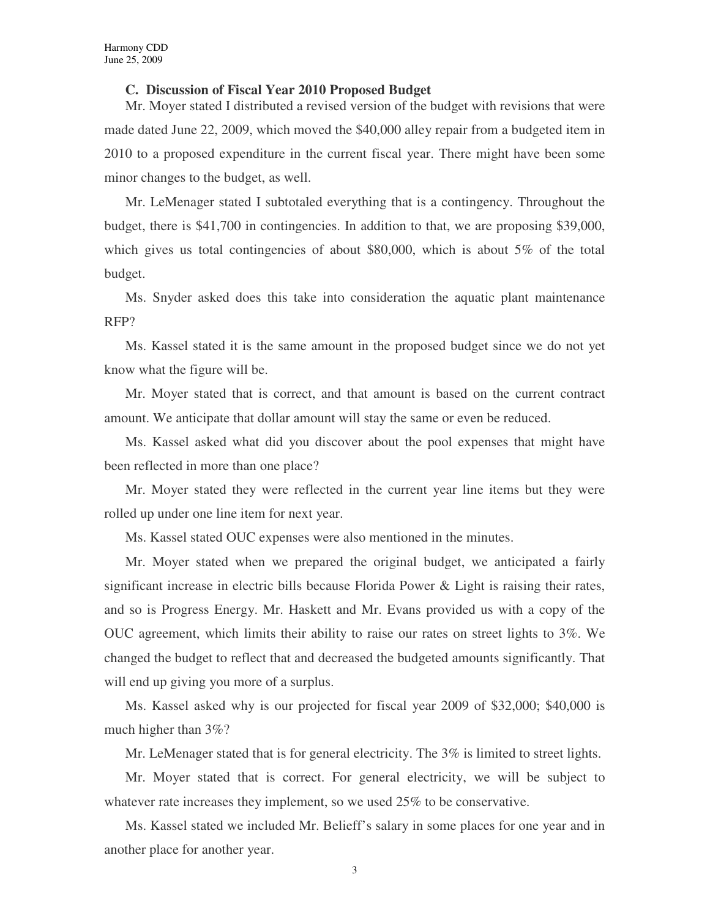**C. Discussion of Fiscal Year 2010 Proposed Budget**

Mr. Moyer stated I distributed a revised version of the budget with revisions that were made dated June 22, 2009, which moved the $40,000 alley repair from a budgeted item in 2010 to a proposed expenditure in the current fiscal year. There might have been some minor changes to the budget, as well.

Mr. LeMenager stated I subtotaled everything that is a contingency. Throughout the budget, there is $41,700 in contingencies. In addition to that, we are proposing $39,000, which gives us total contingencies of about $80,000, which is about 5% of the total budget.

Ms. Snyder asked does this take into consideration the aquatic plant maintenance RFP?

Ms. Kassel stated it is the same amount in the proposed budget since we do not yet know what the figure will be.

Mr. Moyer stated that is correct, and that amount is based on the current contract amount. We anticipate that dollar amount will stay the same or even be reduced.

Ms. Kassel asked what did you discover about the pool expenses that might have been reflected in more than one place?

Mr. Moyer stated they were reflected in the current year line items but they were rolled up under one line item for next year.

Ms. Kassel stated OUC expenses were also mentioned in the minutes.

Mr. Moyer stated when we prepared the original budget, we anticipated a fairly significant increase in electric bills because Florida Power & Light is raising their rates, and so is Progress Energy. Mr. Haskett and Mr. Evans provided us with a copy of the OUC agreement, which limits their ability to raise our rates on street lights to 3%. We changed the budget to reflect that and decreased the budgeted amounts significantly. That will end up giving you more of a surplus.

Ms. Kassel asked why is our projected for fiscal year 2009 of $32,000; $40,000 is much higher than 3%?

Mr. LeMenager stated that is for general electricity. The 3% is limited to street lights.

Mr. Moyer stated that is correct. For general electricity, we will be subject to whatever rate increases they implement, so we used 25% to be conservative.

Ms. Kassel stated we included Mr. Belieff's salary in some places for one year and in another place for another year.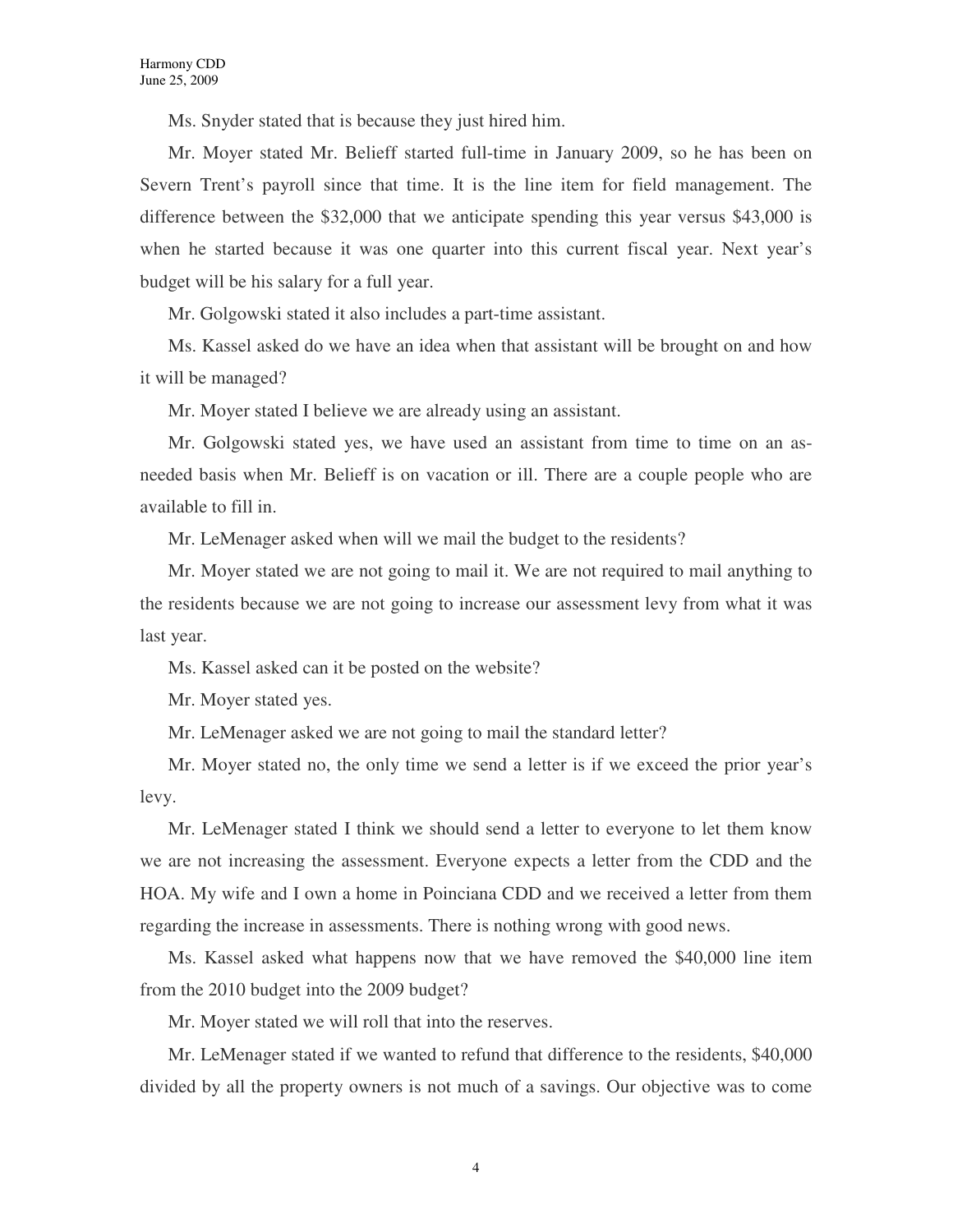Ms. Snyder stated that is because they just hired him.

Mr. Moyer stated Mr. Belieff started full-time in January 2009, so he has been on Severn Trent's payroll since that time. It is the line item for field management. The difference between the $32,000 that we anticipate spending this year versus $43,000 is when he started because it was one quarter into this current fiscal year. Next year's budget will be his salary for a full year.

Mr. Golgowski stated it also includes a part-time assistant.

Ms. Kassel asked do we have an idea when that assistant will be brought on and how it will be managed?

Mr. Moyer stated I believe we are already using an assistant.

Mr. Golgowski stated yes, we have used an assistant from time to time on an as-needed basis when Mr. Belieff is on vacation or ill. There are a couple people who are available to fill in.

Mr. LeMenager asked when will we mail the budget to the residents?

Mr. Moyer stated we are not going to mail it. We are not required to mail anything to the residents because we are not going to increase our assessment levy from what it was last year.

Ms. Kassel asked can it be posted on the website?

Mr. Moyer stated yes.

Mr. LeMenager asked we are not going to mail the standard letter?

Mr. Moyer stated no, the only time we send a letter is if we exceed the prior year's levy.

Mr. LeMenager stated I think we should send a letter to everyone to let them know we are not increasing the assessment. Everyone expects a letter from the CDD and the HOA. My wife and I own a home in Poinciana CDD and we received a letter from them regarding the increase in assessments. There is nothing wrong with good news.

Ms. Kassel asked what happens now that we have removed the $40,000 line item from the 2010 budget into the 2009 budget?

Mr. Moyer stated we will roll that into the reserves.

Mr. LeMenager stated if we wanted to refund that difference to the residents, $40,000 divided by all the property owners is not much of a savings. Our objective was to come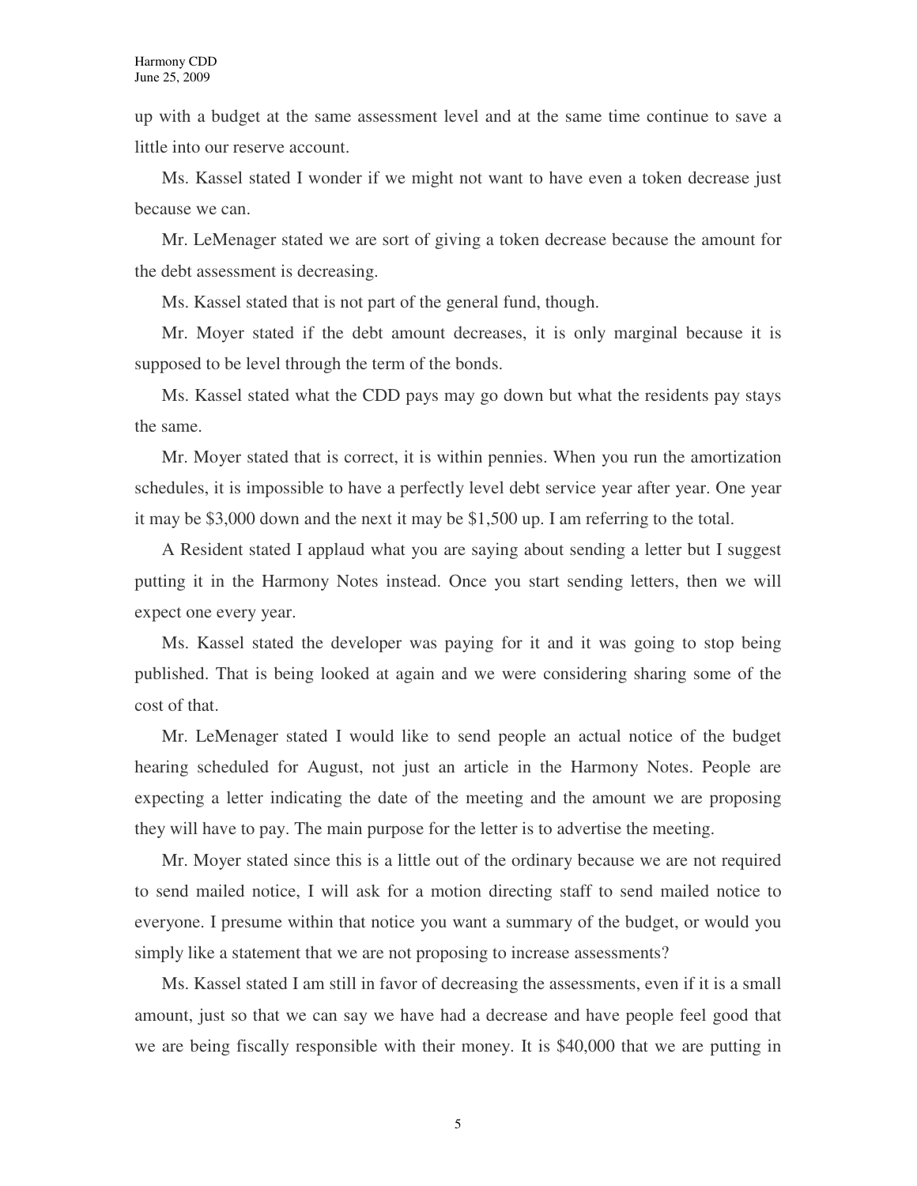up with a budget at the same assessment level and at the same time continue to save a little into our reserve account.

Ms. Kassel stated I wonder if we might not want to have even a token decrease just because we can.

Mr. LeMenager stated we are sort of giving a token decrease because the amount for the debt assessment is decreasing.

Ms. Kassel stated that is not part of the general fund, though.

Mr. Moyer stated if the debt amount decreases, it is only marginal because it is supposed to be level through the term of the bonds.

Ms. Kassel stated what the CDD pays may go down but what the residents pay stays the same.

Mr. Moyer stated that is correct, it is within pennies. When you run the amortization schedules, it is impossible to have a perfectly level debt service year after year. One year it may be $3,000 down and the next it may be $1,500 up. I am referring to the total.

A Resident stated I applaud what you are saying about sending a letter but I suggest putting it in the Harmony Notes instead. Once you start sending letters, then we will expect one every year.

Ms. Kassel stated the developer was paying for it and it was going to stop being published. That is being looked at again and we were considering sharing some of the cost of that.

Mr. LeMenager stated I would like to send people an actual notice of the budget hearing scheduled for August, not just an article in the Harmony Notes. People are expecting a letter indicating the date of the meeting and the amount we are proposing they will have to pay. The main purpose for the letter is to advertise the meeting.

Mr. Moyer stated since this is a little out of the ordinary because we are not required to send mailed notice, I will ask for a motion directing staff to send mailed notice to everyone. I presume within that notice you want a summary of the budget, or would you simply like a statement that we are not proposing to increase assessments?

Ms. Kassel stated I am still in favor of decreasing the assessments, even if it is a small amount, just so that we can say we have had a decrease and have people feel good that we are being fiscally responsible with their money. It is $40,000 that we are putting in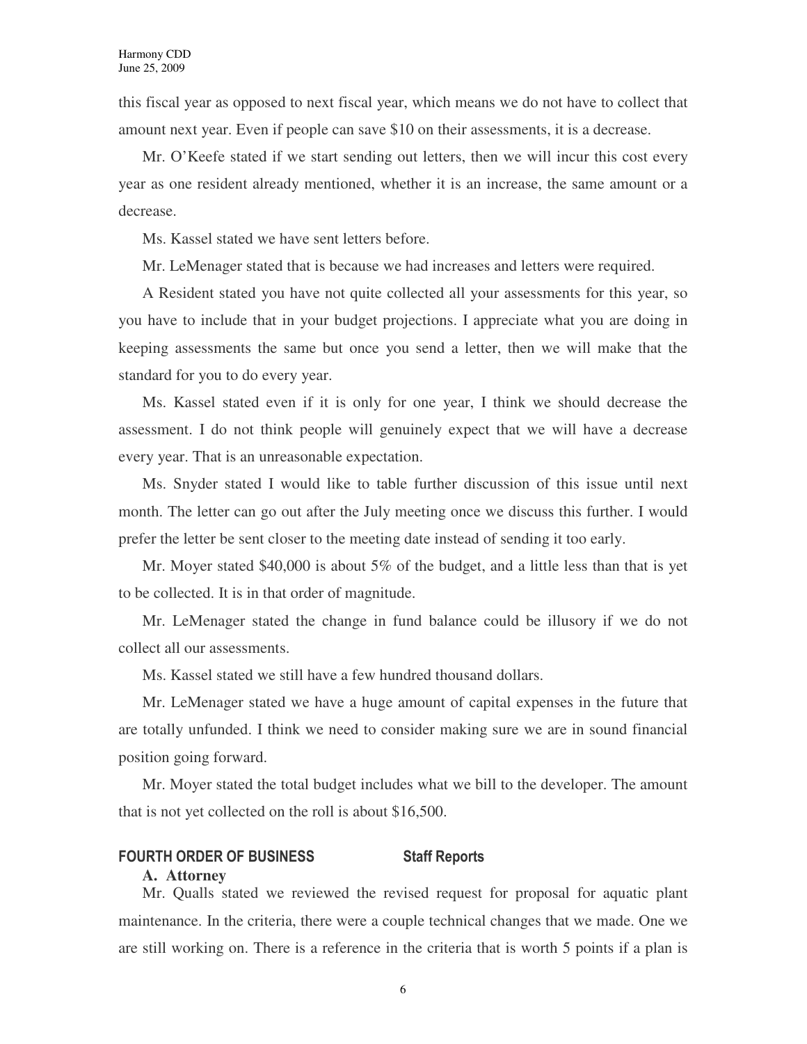this fiscal year as opposed to next fiscal year, which means we do not have to collect that amount next year. Even if people can save $10 on their assessments, it is a decrease.

Mr. O'Keefe stated if we start sending out letters, then we will incur this cost every year as one resident already mentioned, whether it is an increase, the same amount or a decrease.

Ms. Kassel stated we have sent letters before.

Mr. LeMenager stated that is because we had increases and letters were required.

A Resident stated you have not quite collected all your assessments for this year, so you have to include that in your budget projections. I appreciate what you are doing in keeping assessments the same but once you send a letter, then we will make that the standard for you to do every year.

Ms. Kassel stated even if it is only for one year, I think we should decrease the assessment. I do not think people will genuinely expect that we will have a decrease every year. That is an unreasonable expectation.

Ms. Snyder stated I would like to table further discussion of this issue until next month. The letter can go out after the July meeting once we discuss this further. I would prefer the letter be sent closer to the meeting date instead of sending it too early.

Mr. Moyer stated $40,000 is about 5% of the budget, and a little less than that is yet to be collected. It is in that order of magnitude.

Mr. LeMenager stated the change in fund balance could be illusory if we do not collect all our assessments.

Ms. Kassel stated we still have a few hundred thousand dollars.

Mr. LeMenager stated we have a huge amount of capital expenses in the future that are totally unfunded. I think we need to consider making sure we are in sound financial position going forward.

Mr. Moyer stated the total budget includes what we bill to the developer. The amount that is not yet collected on the roll is about $16,500.

## FOURTH ORDER OF BUSINESS Staff Reports

### A. Attorney

Mr. Qualls stated we reviewed the revised request for proposal for aquatic plant maintenance. In the criteria, there were a couple technical changes that we made. One we are still working on. There is a reference in the criteria that is worth 5 points if a plan is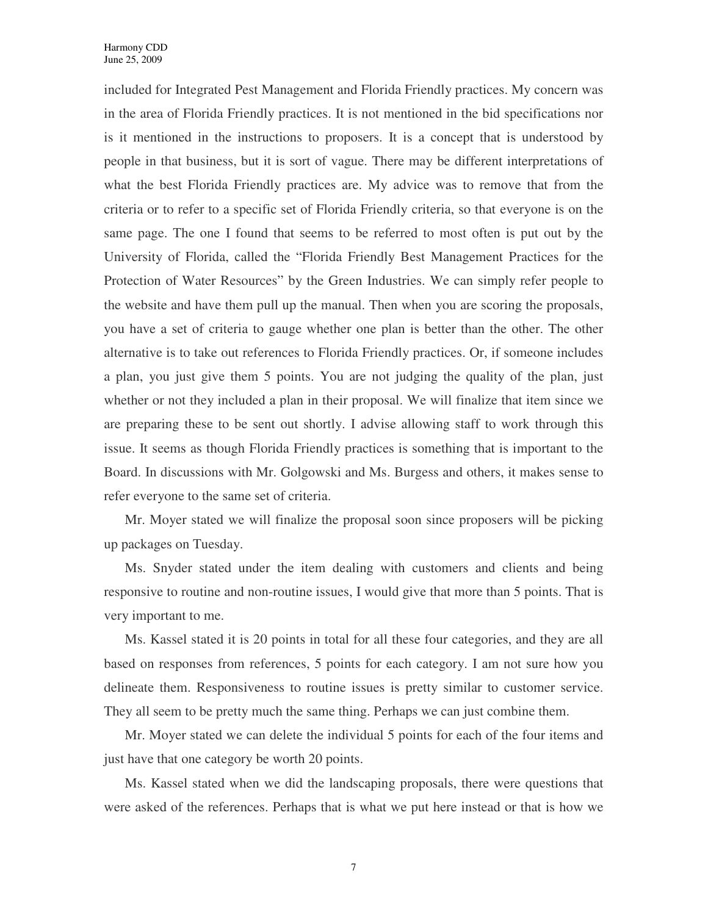included for Integrated Pest Management and Florida Friendly practices. My concern was in the area of Florida Friendly practices. It is not mentioned in the bid specifications nor is it mentioned in the instructions to proposers. It is a concept that is understood by people in that business, but it is sort of vague. There may be different interpretations of what the best Florida Friendly practices are. My advice was to remove that from the criteria or to refer to a specific set of Florida Friendly criteria, so that everyone is on the same page. The one I found that seems to be referred to most often is put out by the University of Florida, called the "Florida Friendly Best Management Practices for the Protection of Water Resources" by the Green Industries. We can simply refer people to the website and have them pull up the manual. Then when you are scoring the proposals, you have a set of criteria to gauge whether one plan is better than the other. The other alternative is to take out references to Florida Friendly practices. Or, if someone includes a plan, you just give them 5 points. You are not judging the quality of the plan, just whether or not they included a plan in their proposal. We will finalize that item since we are preparing these to be sent out shortly. I advise allowing staff to work through this issue. It seems as though Florida Friendly practices is something that is important to the Board. In discussions with Mr. Golgowski and Ms. Burgess and others, it makes sense to refer everyone to the same set of criteria.

Mr. Moyer stated we will finalize the proposal soon since proposers will be picking up packages on Tuesday.

Ms. Snyder stated under the item dealing with customers and clients and being responsive to routine and non-routine issues, I would give that more than 5 points. That is very important to me.

Ms. Kassel stated it is 20 points in total for all these four categories, and they are all based on responses from references, 5 points for each category. I am not sure how you delineate them. Responsiveness to routine issues is pretty similar to customer service. They all seem to be pretty much the same thing. Perhaps we can just combine them.

Mr. Moyer stated we can delete the individual 5 points for each of the four items and just have that one category be worth 20 points.

Ms. Kassel stated when we did the landscaping proposals, there were questions that were asked of the references. Perhaps that is what we put here instead or that is how we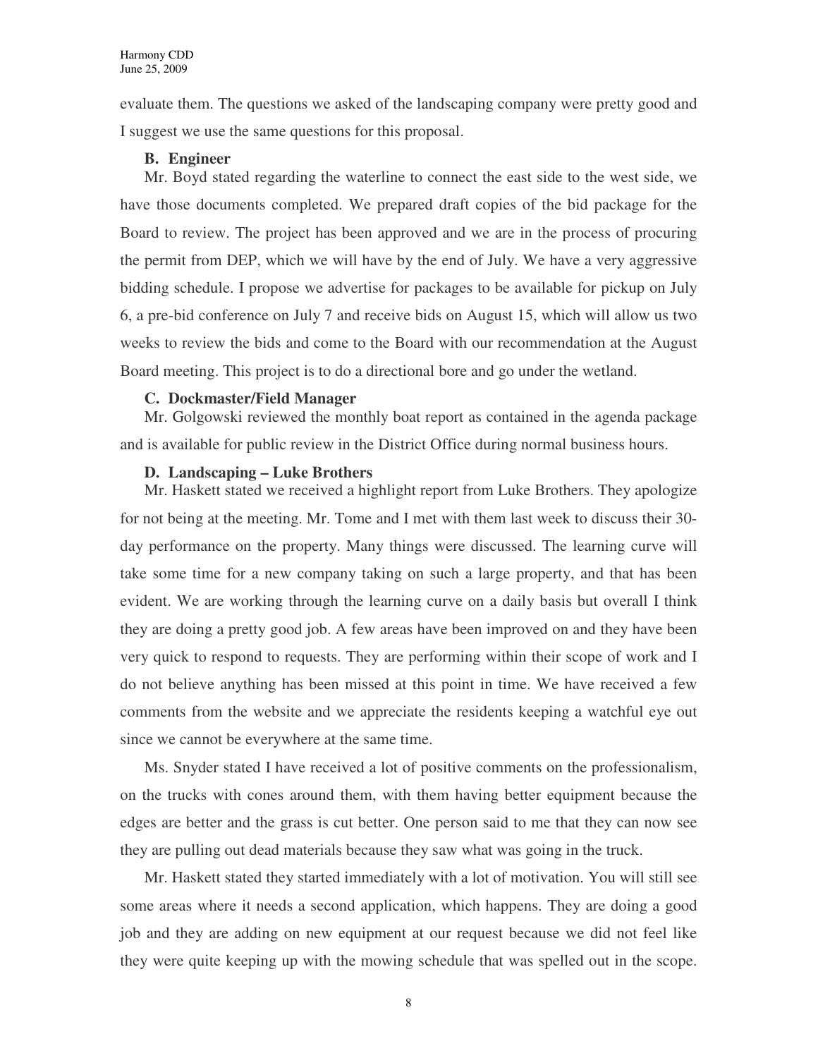evaluate them. The questions we asked of the landscaping company were pretty good and I suggest we use the same questions for this proposal.

**B. Engineer**

Mr. Boyd stated regarding the waterline to connect the east side to the west side, we have those documents completed. We prepared draft copies of the bid package for the Board to review. The project has been approved and we are in the process of procuring the permit from DEP, which we will have by the end of July. We have a very aggressive bidding schedule. I propose we advertise for packages to be available for pickup on July 6, a pre-bid conference on July 7 and receive bids on August 15, which will allow us two weeks to review the bids and come to the Board with our recommendation at the August Board meeting. This project is to do a directional bore and go under the wetland.

**C. Dockmaster/Field Manager**

Mr. Golgowski reviewed the monthly boat report as contained in the agenda package and is available for public review in the District Office during normal business hours.

**D. Landscaping – Luke Brothers**

Mr. Haskett stated we received a highlight report from Luke Brothers. They apologize for not being at the meeting. Mr. Tome and I met with them last week to discuss their 30-day performance on the property. Many things were discussed. The learning curve will take some time for a new company taking on such a large property, and that has been evident. We are working through the learning curve on a daily basis but overall I think they are doing a pretty good job. A few areas have been improved on and they have been very quick to respond to requests. They are performing within their scope of work and I do not believe anything has been missed at this point in time. We have received a few comments from the website and we appreciate the residents keeping a watchful eye out since we cannot be everywhere at the same time.

Ms. Snyder stated I have received a lot of positive comments on the professionalism, on the trucks with cones around them, with them having better equipment because the edges are better and the grass is cut better. One person said to me that they can now see they are pulling out dead materials because they saw what was going in the truck.

Mr. Haskett stated they started immediately with a lot of motivation. You will still see some areas where it needs a second application, which happens. They are doing a good job and they are adding on new equipment at our request because we did not feel like they were quite keeping up with the mowing schedule that was spelled out in the scope.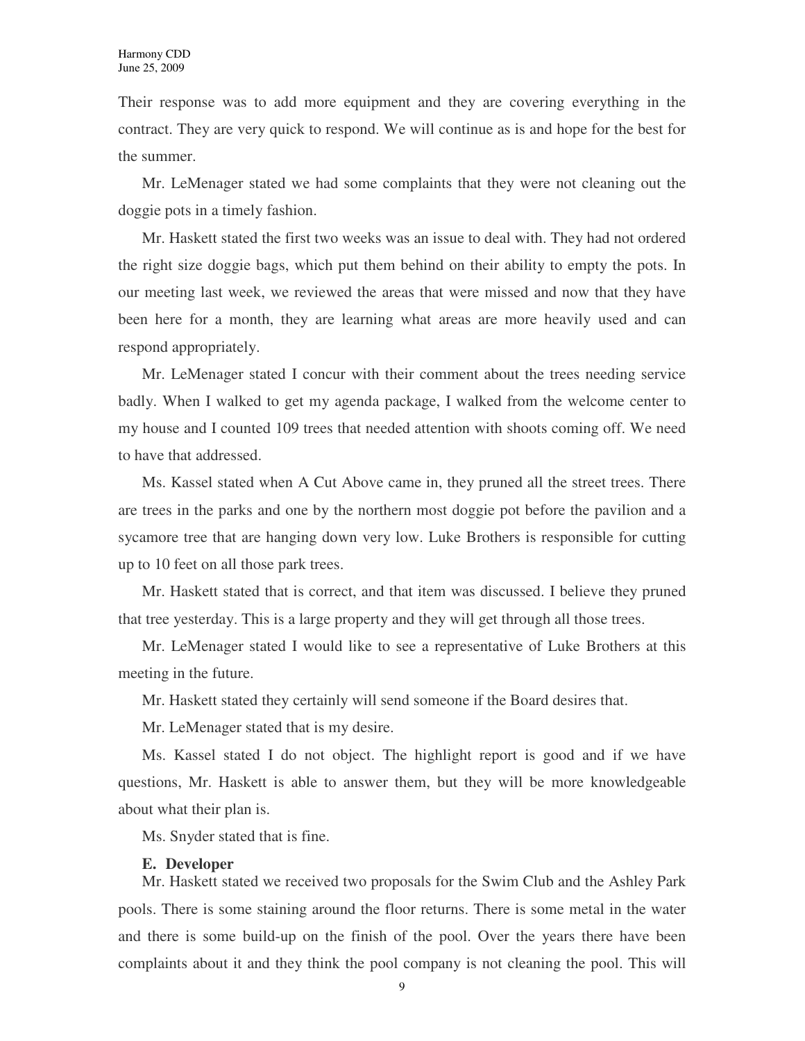Their response was to add more equipment and they are covering everything in the contract. They are very quick to respond. We will continue as is and hope for the best for the summer.

Mr. LeMenager stated we had some complaints that they were not cleaning out the doggie pots in a timely fashion.

Mr. Haskett stated the first two weeks was an issue to deal with. They had not ordered the right size doggie bags, which put them behind on their ability to empty the pots. In our meeting last week, we reviewed the areas that were missed and now that they have been here for a month, they are learning what areas are more heavily used and can respond appropriately.

Mr. LeMenager stated I concur with their comment about the trees needing service badly. When I walked to get my agenda package, I walked from the welcome center to my house and I counted 109 trees that needed attention with shoots coming off. We need to have that addressed.

Ms. Kassel stated when A Cut Above came in, they pruned all the street trees. There are trees in the parks and one by the northern most doggie pot before the pavilion and a sycamore tree that are hanging down very low. Luke Brothers is responsible for cutting up to 10 feet on all those park trees.

Mr. Haskett stated that is correct, and that item was discussed. I believe they pruned that tree yesterday. This is a large property and they will get through all those trees.

Mr. LeMenager stated I would like to see a representative of Luke Brothers at this meeting in the future.

Mr. Haskett stated they certainly will send someone if the Board desires that.

Mr. LeMenager stated that is my desire.

Ms. Kassel stated I do not object. The highlight report is good and if we have questions, Mr. Haskett is able to answer them, but they will be more knowledgeable about what their plan is.

Ms. Snyder stated that is fine.

**E. Developer**

Mr. Haskett stated we received two proposals for the Swim Club and the Ashley Park pools. There is some staining around the floor returns. There is some metal in the water and there is some build-up on the finish of the pool. Over the years there have been complaints about it and they think the pool company is not cleaning the pool. This will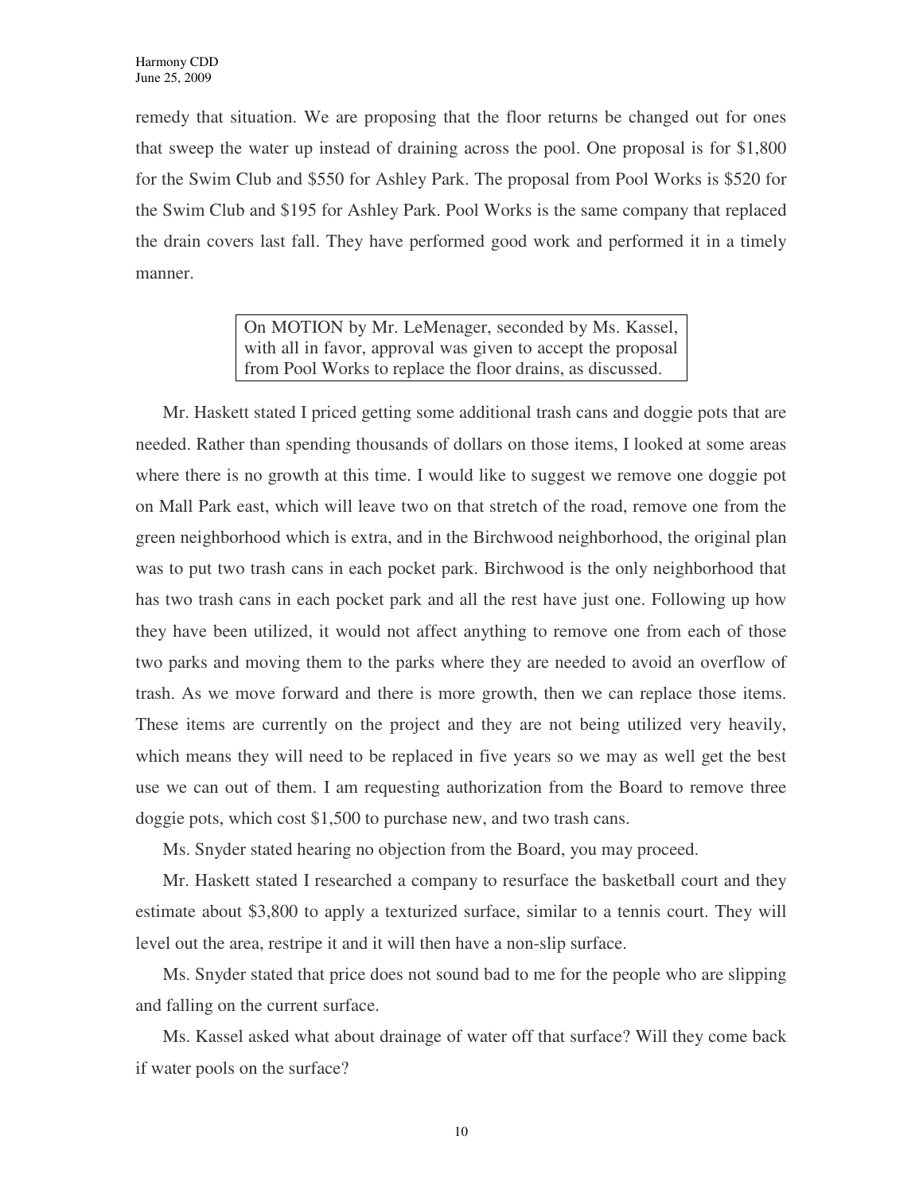remedy that situation. We are proposing that the floor returns be changed out for ones that sweep the water up instead of draining across the pool. One proposal is for $1,800 for the Swim Club and $550 for Ashley Park. The proposal from Pool Works is $520 for the Swim Club and $195 for Ashley Park. Pool Works is the same company that replaced the drain covers last fall. They have performed good work and performed it in a timely manner.

> On MOTION by Mr. LeMenager, seconded by Ms. Kassel, with all in favor, approval was given to accept the proposal from Pool Works to replace the floor drains, as discussed.

Mr. Haskett stated I priced getting some additional trash cans and doggie pots that are needed. Rather than spending thousands of dollars on those items, I looked at some areas where there is no growth at this time. I would like to suggest we remove one doggie pot on Mall Park east, which will leave two on that stretch of the road, remove one from the green neighborhood which is extra, and in the Birchwood neighborhood, the original plan was to put two trash cans in each pocket park. Birchwood is the only neighborhood that has two trash cans in each pocket park and all the rest have just one. Following up how they have been utilized, it would not affect anything to remove one from each of those two parks and moving them to the parks where they are needed to avoid an overflow of trash. As we move forward and there is more growth, then we can replace those items. These items are currently on the project and they are not being utilized very heavily, which means they will need to be replaced in five years so we may as well get the best use we can out of them. I am requesting authorization from the Board to remove three doggie pots, which cost $1,500 to purchase new, and two trash cans.

Ms. Snyder stated hearing no objection from the Board, you may proceed.

Mr. Haskett stated I researched a company to resurface the basketball court and they estimate about $3,800 to apply a texturized surface, similar to a tennis court. They will level out the area, restripe it and it will then have a non-slip surface.

Ms. Snyder stated that price does not sound bad to me for the people who are slipping and falling on the current surface.

Ms. Kassel asked what about drainage of water off that surface? Will they come back if water pools on the surface?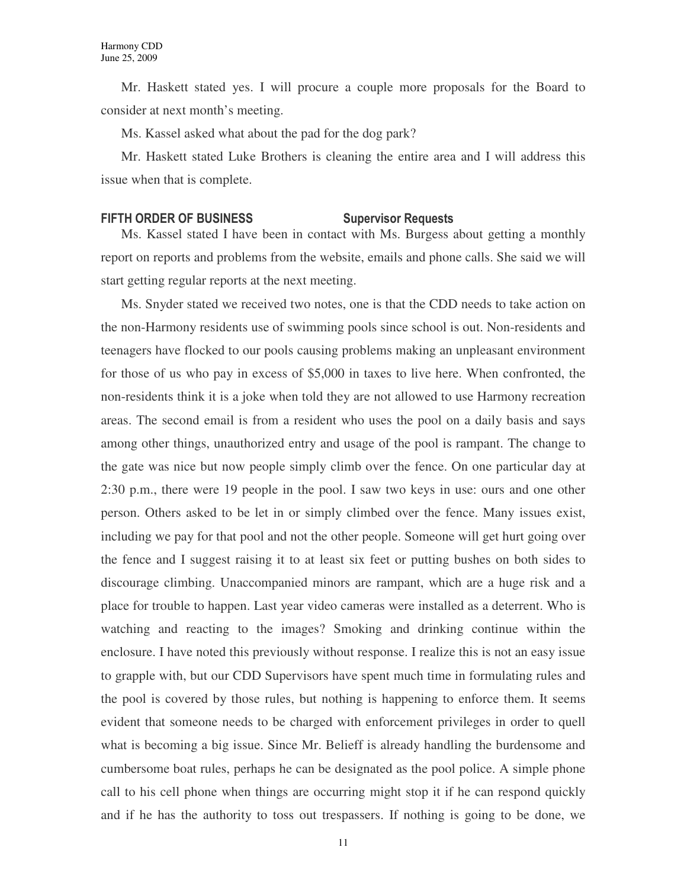Mr. Haskett stated yes. I will procure a couple more proposals for the Board to consider at next month's meeting.

Ms. Kassel asked what about the pad for the dog park?

Mr. Haskett stated Luke Brothers is cleaning the entire area and I will address this issue when that is complete.

**FIFTH ORDER OF BUSINESS Supervisor Requests**

Ms. Kassel stated I have been in contact with Ms. Burgess about getting a monthly report on reports and problems from the website, emails and phone calls. She said we will start getting regular reports at the next meeting.

Ms. Snyder stated we received two notes, one is that the CDD needs to take action on the non-Harmony residents use of swimming pools since school is out. Non-residents and teenagers have flocked to our pools causing problems making an unpleasant environment for those of us who pay in excess of $5,000 in taxes to live here. When confronted, the non-residents think it is a joke when told they are not allowed to use Harmony recreation areas. The second email is from a resident who uses the pool on a daily basis and says among other things, unauthorized entry and usage of the pool is rampant. The change to the gate was nice but now people simply climb over the fence. On one particular day at 2:30 p.m., there were 19 people in the pool. I saw two keys in use: ours and one other person. Others asked to be let in or simply climbed over the fence. Many issues exist, including we pay for that pool and not the other people. Someone will get hurt going over the fence and I suggest raising it to at least six feet or putting bushes on both sides to discourage climbing. Unaccompanied minors are rampant, which are a huge risk and a place for trouble to happen. Last year video cameras were installed as a deterrent. Who is watching and reacting to the images? Smoking and drinking continue within the enclosure. I have noted this previously without response. I realize this is not an easy issue to grapple with, but our CDD Supervisors have spent much time in formulating rules and the pool is covered by those rules, but nothing is happening to enforce them. It seems evident that someone needs to be charged with enforcement privileges in order to quell what is becoming a big issue. Since Mr. Belieff is already handling the burdensome and cumbersome boat rules, perhaps he can be designated as the pool police. A simple phone call to his cell phone when things are occurring might stop it if he can respond quickly and if he has the authority to toss out trespassers. If nothing is going to be done, we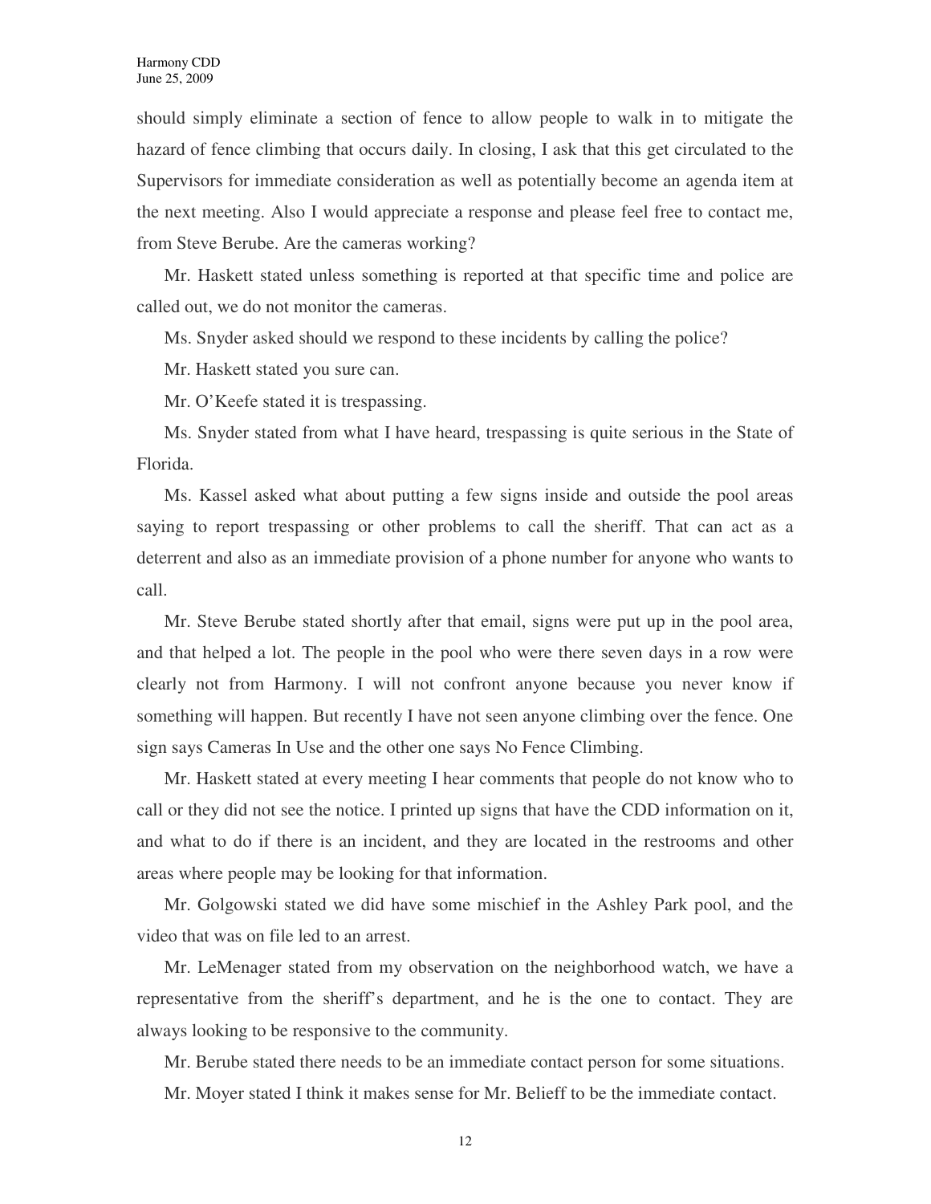should simply eliminate a section of fence to allow people to walk in to mitigate the hazard of fence climbing that occurs daily. In closing, I ask that this get circulated to the Supervisors for immediate consideration as well as potentially become an agenda item at the next meeting. Also I would appreciate a response and please feel free to contact me, from Steve Berube. Are the cameras working?

Mr. Haskett stated unless something is reported at that specific time and police are called out, we do not monitor the cameras.

Ms. Snyder asked should we respond to these incidents by calling the police?

Mr. Haskett stated you sure can.

Mr. O'Keefe stated it is trespassing.

Ms. Snyder stated from what I have heard, trespassing is quite serious in the State of Florida.

Ms. Kassel asked what about putting a few signs inside and outside the pool areas saying to report trespassing or other problems to call the sheriff. That can act as a deterrent and also as an immediate provision of a phone number for anyone who wants to call.

Mr. Steve Berube stated shortly after that email, signs were put up in the pool area, and that helped a lot. The people in the pool who were there seven days in a row were clearly not from Harmony. I will not confront anyone because you never know if something will happen. But recently I have not seen anyone climbing over the fence. One sign says Cameras In Use and the other one says No Fence Climbing.

Mr. Haskett stated at every meeting I hear comments that people do not know who to call or they did not see the notice. I printed up signs that have the CDD information on it, and what to do if there is an incident, and they are located in the restrooms and other areas where people may be looking for that information.

Mr. Golgowski stated we did have some mischief in the Ashley Park pool, and the video that was on file led to an arrest.

Mr. LeMenager stated from my observation on the neighborhood watch, we have a representative from the sheriff's department, and he is the one to contact. They are always looking to be responsive to the community.

Mr. Berube stated there needs to be an immediate contact person for some situations.

Mr. Moyer stated I think it makes sense for Mr. Belieff to be the immediate contact.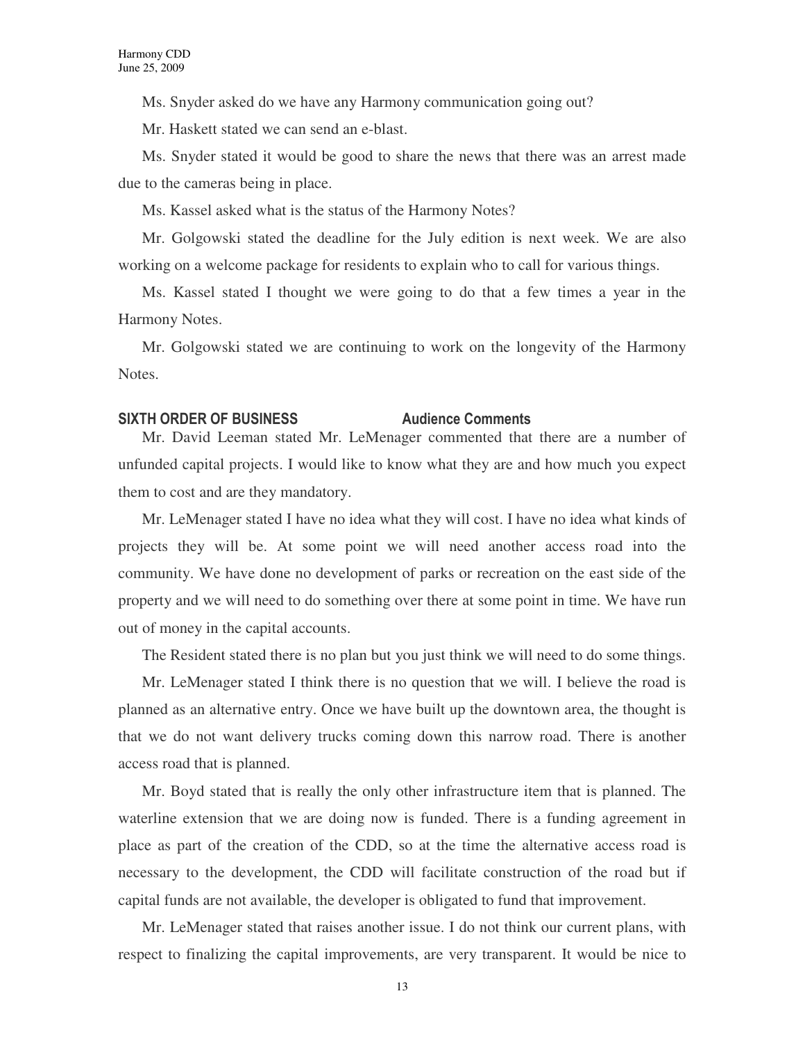Ms. Snyder asked do we have any Harmony communication going out?

Mr. Haskett stated we can send an e-blast.

Ms. Snyder stated it would be good to share the news that there was an arrest made due to the cameras being in place.

Ms. Kassel asked what is the status of the Harmony Notes?

Mr. Golgowski stated the deadline for the July edition is next week. We are also working on a welcome package for residents to explain who to call for various things.

Ms. Kassel stated I thought we were going to do that a few times a year in the Harmony Notes.

Mr. Golgowski stated we are continuing to work on the longevity of the Harmony Notes.

**SIXTH ORDER OF BUSINESS — Audience Comments**

Mr. David Leeman stated Mr. LeMenager commented that there are a number of unfunded capital projects. I would like to know what they are and how much you expect them to cost and are they mandatory.

Mr. LeMenager stated I have no idea what they will cost. I have no idea what kinds of projects they will be. At some point we will need another access road into the community. We have done no development of parks or recreation on the east side of the property and we will need to do something over there at some point in time. We have run out of money in the capital accounts.

The Resident stated there is no plan but you just think we will need to do some things.

Mr. LeMenager stated I think there is no question that we will. I believe the road is planned as an alternative entry. Once we have built up the downtown area, the thought is that we do not want delivery trucks coming down this narrow road. There is another access road that is planned.

Mr. Boyd stated that is really the only other infrastructure item that is planned. The waterline extension that we are doing now is funded. There is a funding agreement in place as part of the creation of the CDD, so at the time the alternative access road is necessary to the development, the CDD will facilitate construction of the road but if capital funds are not available, the developer is obligated to fund that improvement.

Mr. LeMenager stated that raises another issue. I do not think our current plans, with respect to finalizing the capital improvements, are very transparent. It would be nice to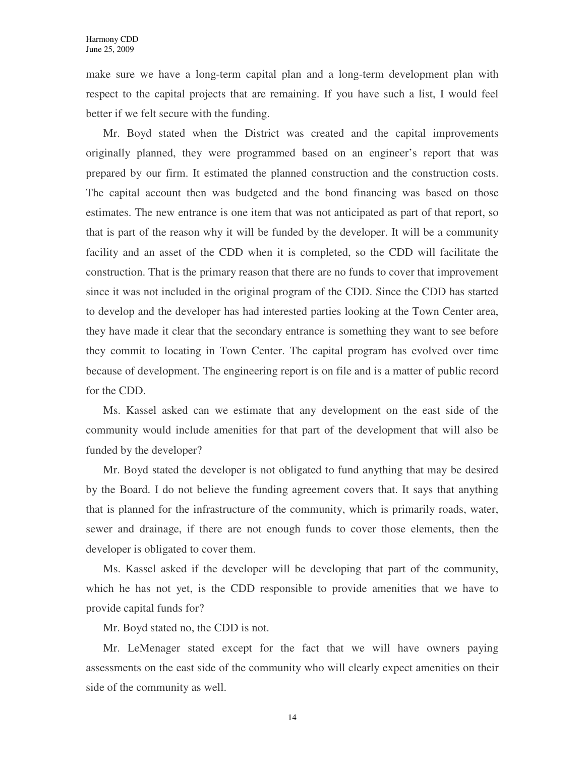make sure we have a long-term capital plan and a long-term development plan with respect to the capital projects that are remaining. If you have such a list, I would feel better if we felt secure with the funding.

Mr. Boyd stated when the District was created and the capital improvements originally planned, they were programmed based on an engineer's report that was prepared by our firm. It estimated the planned construction and the construction costs. The capital account then was budgeted and the bond financing was based on those estimates. The new entrance is one item that was not anticipated as part of that report, so that is part of the reason why it will be funded by the developer. It will be a community facility and an asset of the CDD when it is completed, so the CDD will facilitate the construction. That is the primary reason that there are no funds to cover that improvement since it was not included in the original program of the CDD. Since the CDD has started to develop and the developer has had interested parties looking at the Town Center area, they have made it clear that the secondary entrance is something they want to see before they commit to locating in Town Center. The capital program has evolved over time because of development. The engineering report is on file and is a matter of public record for the CDD.

Ms. Kassel asked can we estimate that any development on the east side of the community would include amenities for that part of the development that will also be funded by the developer?

Mr. Boyd stated the developer is not obligated to fund anything that may be desired by the Board. I do not believe the funding agreement covers that. It says that anything that is planned for the infrastructure of the community, which is primarily roads, water, sewer and drainage, if there are not enough funds to cover those elements, then the developer is obligated to cover them.

Ms. Kassel asked if the developer will be developing that part of the community, which he has not yet, is the CDD responsible to provide amenities that we have to provide capital funds for?

Mr. Boyd stated no, the CDD is not.

Mr. LeMenager stated except for the fact that we will have owners paying assessments on the east side of the community who will clearly expect amenities on their side of the community as well.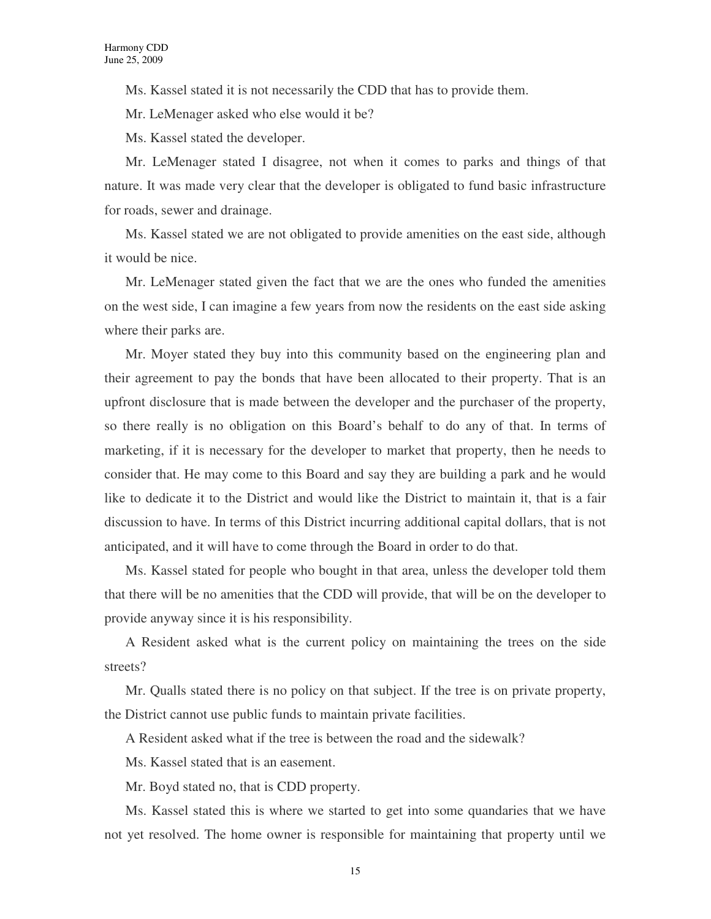Ms. Kassel stated it is not necessarily the CDD that has to provide them.

Mr. LeMenager asked who else would it be?

Ms. Kassel stated the developer.

Mr. LeMenager stated I disagree, not when it comes to parks and things of that nature. It was made very clear that the developer is obligated to fund basic infrastructure for roads, sewer and drainage.

Ms. Kassel stated we are not obligated to provide amenities on the east side, although it would be nice.

Mr. LeMenager stated given the fact that we are the ones who funded the amenities on the west side, I can imagine a few years from now the residents on the east side asking where their parks are.

Mr. Moyer stated they buy into this community based on the engineering plan and their agreement to pay the bonds that have been allocated to their property. That is an upfront disclosure that is made between the developer and the purchaser of the property, so there really is no obligation on this Board's behalf to do any of that. In terms of marketing, if it is necessary for the developer to market that property, then he needs to consider that. He may come to this Board and say they are building a park and he would like to dedicate it to the District and would like the District to maintain it, that is a fair discussion to have. In terms of this District incurring additional capital dollars, that is not anticipated, and it will have to come through the Board in order to do that.

Ms. Kassel stated for people who bought in that area, unless the developer told them that there will be no amenities that the CDD will provide, that will be on the developer to provide anyway since it is his responsibility.

A Resident asked what is the current policy on maintaining the trees on the side streets?

Mr. Qualls stated there is no policy on that subject. If the tree is on private property, the District cannot use public funds to maintain private facilities.

A Resident asked what if the tree is between the road and the sidewalk?

Ms. Kassel stated that is an easement.

Mr. Boyd stated no, that is CDD property.

Ms. Kassel stated this is where we started to get into some quandaries that we have not yet resolved. The home owner is responsible for maintaining that property until we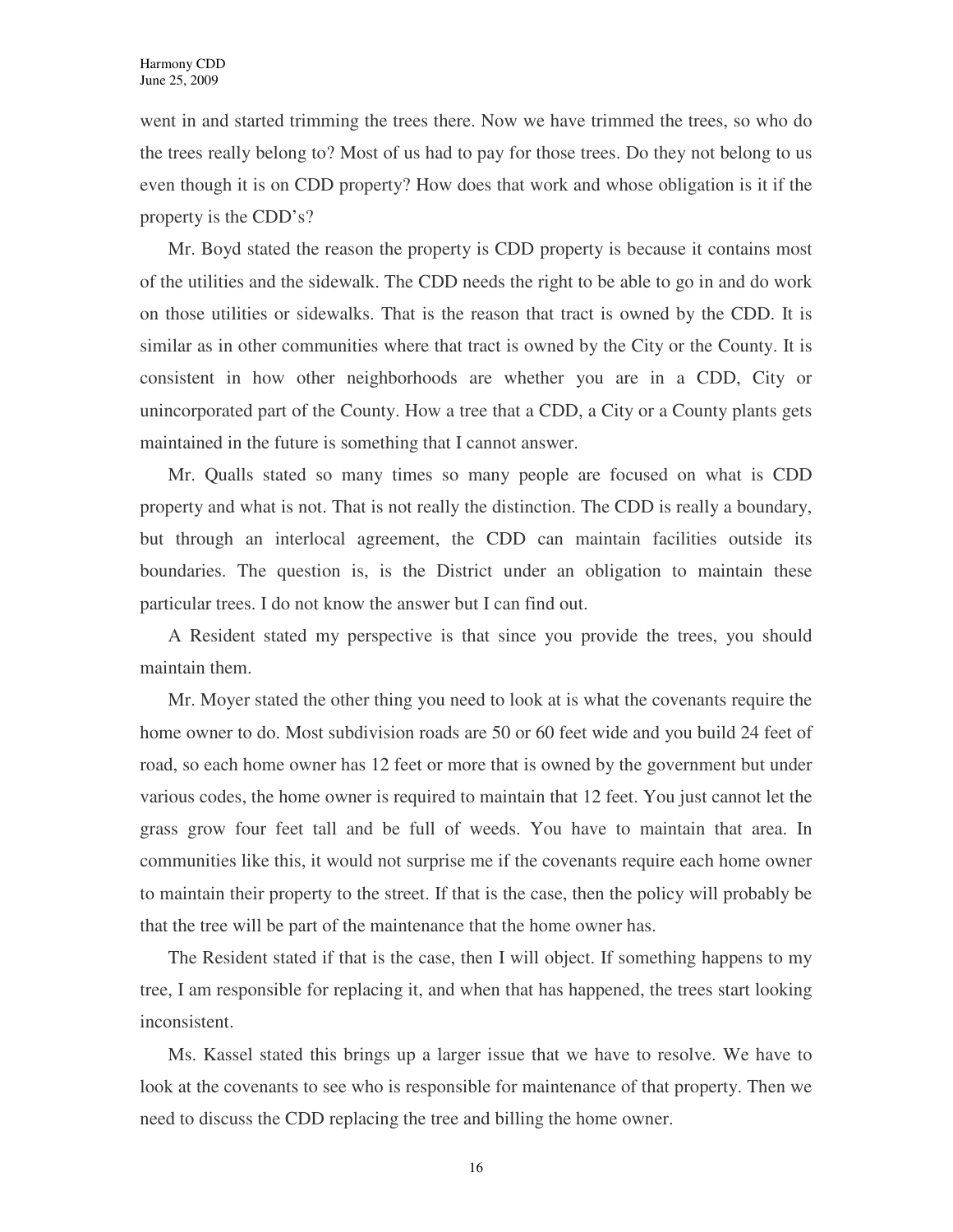went in and started trimming the trees there. Now we have trimmed the trees, so who do the trees really belong to? Most of us had to pay for those trees. Do they not belong to us even though it is on CDD property? How does that work and whose obligation is it if the property is the CDD's?

Mr. Boyd stated the reason the property is CDD property is because it contains most of the utilities and the sidewalk. The CDD needs the right to be able to go in and do work on those utilities or sidewalks. That is the reason that tract is owned by the CDD. It is similar as in other communities where that tract is owned by the City or the County. It is consistent in how other neighborhoods are whether you are in a CDD, City or unincorporated part of the County. How a tree that a CDD, a City or a County plants gets maintained in the future is something that I cannot answer.

Mr. Qualls stated so many times so many people are focused on what is CDD property and what is not. That is not really the distinction. The CDD is really a boundary, but through an interlocal agreement, the CDD can maintain facilities outside its boundaries. The question is, is the District under an obligation to maintain these particular trees. I do not know the answer but I can find out.

A Resident stated my perspective is that since you provide the trees, you should maintain them.

Mr. Moyer stated the other thing you need to look at is what the covenants require the home owner to do. Most subdivision roads are 50 or 60 feet wide and you build 24 feet of road, so each home owner has 12 feet or more that is owned by the government but under various codes, the home owner is required to maintain that 12 feet. You just cannot let the grass grow four feet tall and be full of weeds. You have to maintain that area. In communities like this, it would not surprise me if the covenants require each home owner to maintain their property to the street. If that is the case, then the policy will probably be that the tree will be part of the maintenance that the home owner has.

The Resident stated if that is the case, then I will object. If something happens to my tree, I am responsible for replacing it, and when that has happened, the trees start looking inconsistent.

Ms. Kassel stated this brings up a larger issue that we have to resolve. We have to look at the covenants to see who is responsible for maintenance of that property. Then we need to discuss the CDD replacing the tree and billing the home owner.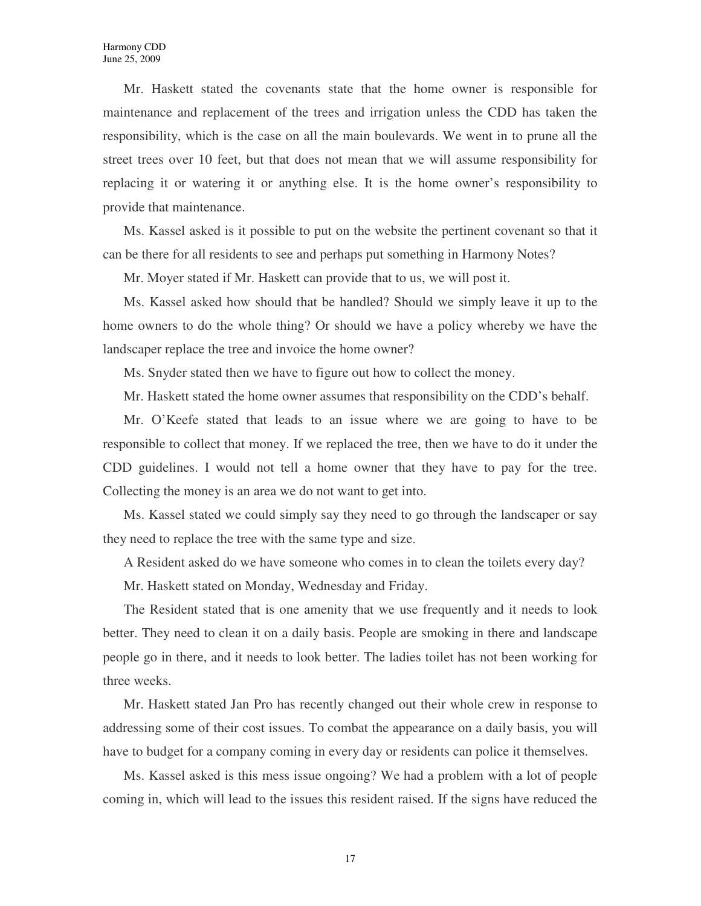Mr. Haskett stated the covenants state that the home owner is responsible for maintenance and replacement of the trees and irrigation unless the CDD has taken the responsibility, which is the case on all the main boulevards. We went in to prune all the street trees over 10 feet, but that does not mean that we will assume responsibility for replacing it or watering it or anything else. It is the home owner's responsibility to provide that maintenance.

Ms. Kassel asked is it possible to put on the website the pertinent covenant so that it can be there for all residents to see and perhaps put something in Harmony Notes?

Mr. Moyer stated if Mr. Haskett can provide that to us, we will post it.

Ms. Kassel asked how should that be handled? Should we simply leave it up to the home owners to do the whole thing? Or should we have a policy whereby we have the landscaper replace the tree and invoice the home owner?

Ms. Snyder stated then we have to figure out how to collect the money.

Mr. Haskett stated the home owner assumes that responsibility on the CDD's behalf.

Mr. O'Keefe stated that leads to an issue where we are going to have to be responsible to collect that money. If we replaced the tree, then we have to do it under the CDD guidelines. I would not tell a home owner that they have to pay for the tree. Collecting the money is an area we do not want to get into.

Ms. Kassel stated we could simply say they need to go through the landscaper or say they need to replace the tree with the same type and size.

A Resident asked do we have someone who comes in to clean the toilets every day?

Mr. Haskett stated on Monday, Wednesday and Friday.

The Resident stated that is one amenity that we use frequently and it needs to look better. They need to clean it on a daily basis. People are smoking in there and landscape people go in there, and it needs to look better. The ladies toilet has not been working for three weeks.

Mr. Haskett stated Jan Pro has recently changed out their whole crew in response to addressing some of their cost issues. To combat the appearance on a daily basis, you will have to budget for a company coming in every day or residents can police it themselves.

Ms. Kassel asked is this mess issue ongoing? We had a problem with a lot of people coming in, which will lead to the issues this resident raised. If the signs have reduced the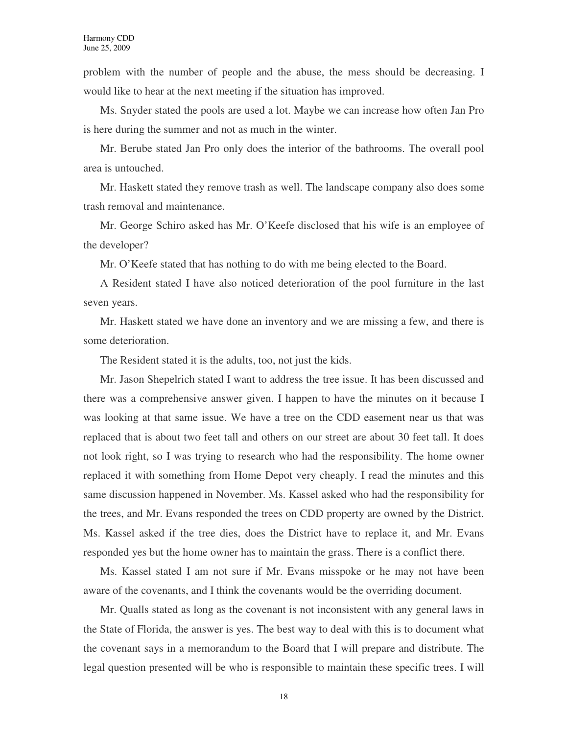problem with the number of people and the abuse, the mess should be decreasing. I would like to hear at the next meeting if the situation has improved.

Ms. Snyder stated the pools are used a lot. Maybe we can increase how often Jan Pro is here during the summer and not as much in the winter.

Mr. Berube stated Jan Pro only does the interior of the bathrooms. The overall pool area is untouched.

Mr. Haskett stated they remove trash as well. The landscape company also does some trash removal and maintenance.

Mr. George Schiro asked has Mr. O'Keefe disclosed that his wife is an employee of the developer?

Mr. O'Keefe stated that has nothing to do with me being elected to the Board.

A Resident stated I have also noticed deterioration of the pool furniture in the last seven years.

Mr. Haskett stated we have done an inventory and we are missing a few, and there is some deterioration.

The Resident stated it is the adults, too, not just the kids.

Mr. Jason Shepelrich stated I want to address the tree issue. It has been discussed and there was a comprehensive answer given. I happen to have the minutes on it because I was looking at that same issue. We have a tree on the CDD easement near us that was replaced that is about two feet tall and others on our street are about 30 feet tall. It does not look right, so I was trying to research who had the responsibility. The home owner replaced it with something from Home Depot very cheaply. I read the minutes and this same discussion happened in November. Ms. Kassel asked who had the responsibility for the trees, and Mr. Evans responded the trees on CDD property are owned by the District. Ms. Kassel asked if the tree dies, does the District have to replace it, and Mr. Evans responded yes but the home owner has to maintain the grass. There is a conflict there.

Ms. Kassel stated I am not sure if Mr. Evans misspoke or he may not have been aware of the covenants, and I think the covenants would be the overriding document.

Mr. Qualls stated as long as the covenant is not inconsistent with any general laws in the State of Florida, the answer is yes. The best way to deal with this is to document what the covenant says in a memorandum to the Board that I will prepare and distribute. The legal question presented will be who is responsible to maintain these specific trees. I will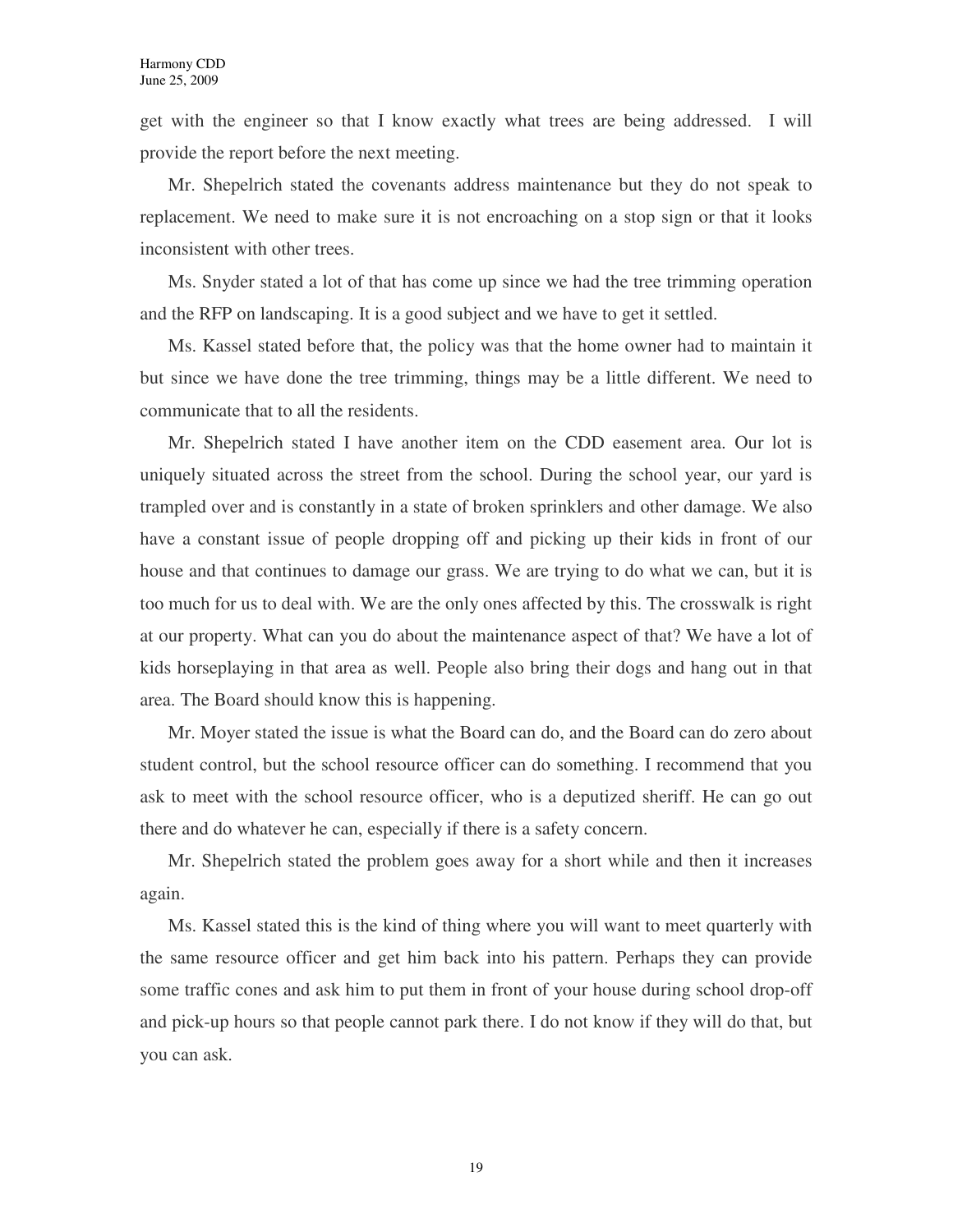get with the engineer so that I know exactly what trees are being addressed. I will provide the report before the next meeting.

Mr. Shepelrich stated the covenants address maintenance but they do not speak to replacement. We need to make sure it is not encroaching on a stop sign or that it looks inconsistent with other trees.

Ms. Snyder stated a lot of that has come up since we had the tree trimming operation and the RFP on landscaping. It is a good subject and we have to get it settled.

Ms. Kassel stated before that, the policy was that the home owner had to maintain it but since we have done the tree trimming, things may be a little different. We need to communicate that to all the residents.

Mr. Shepelrich stated I have another item on the CDD easement area. Our lot is uniquely situated across the street from the school. During the school year, our yard is trampled over and is constantly in a state of broken sprinklers and other damage. We also have a constant issue of people dropping off and picking up their kids in front of our house and that continues to damage our grass. We are trying to do what we can, but it is too much for us to deal with. We are the only ones affected by this. The crosswalk is right at our property. What can you do about the maintenance aspect of that? We have a lot of kids horseplaying in that area as well. People also bring their dogs and hang out in that area. The Board should know this is happening.

Mr. Moyer stated the issue is what the Board can do, and the Board can do zero about student control, but the school resource officer can do something. I recommend that you ask to meet with the school resource officer, who is a deputized sheriff. He can go out there and do whatever he can, especially if there is a safety concern.

Mr. Shepelrich stated the problem goes away for a short while and then it increases again.

Ms. Kassel stated this is the kind of thing where you will want to meet quarterly with the same resource officer and get him back into his pattern. Perhaps they can provide some traffic cones and ask him to put them in front of your house during school drop-off and pick-up hours so that people cannot park there. I do not know if they will do that, but you can ask.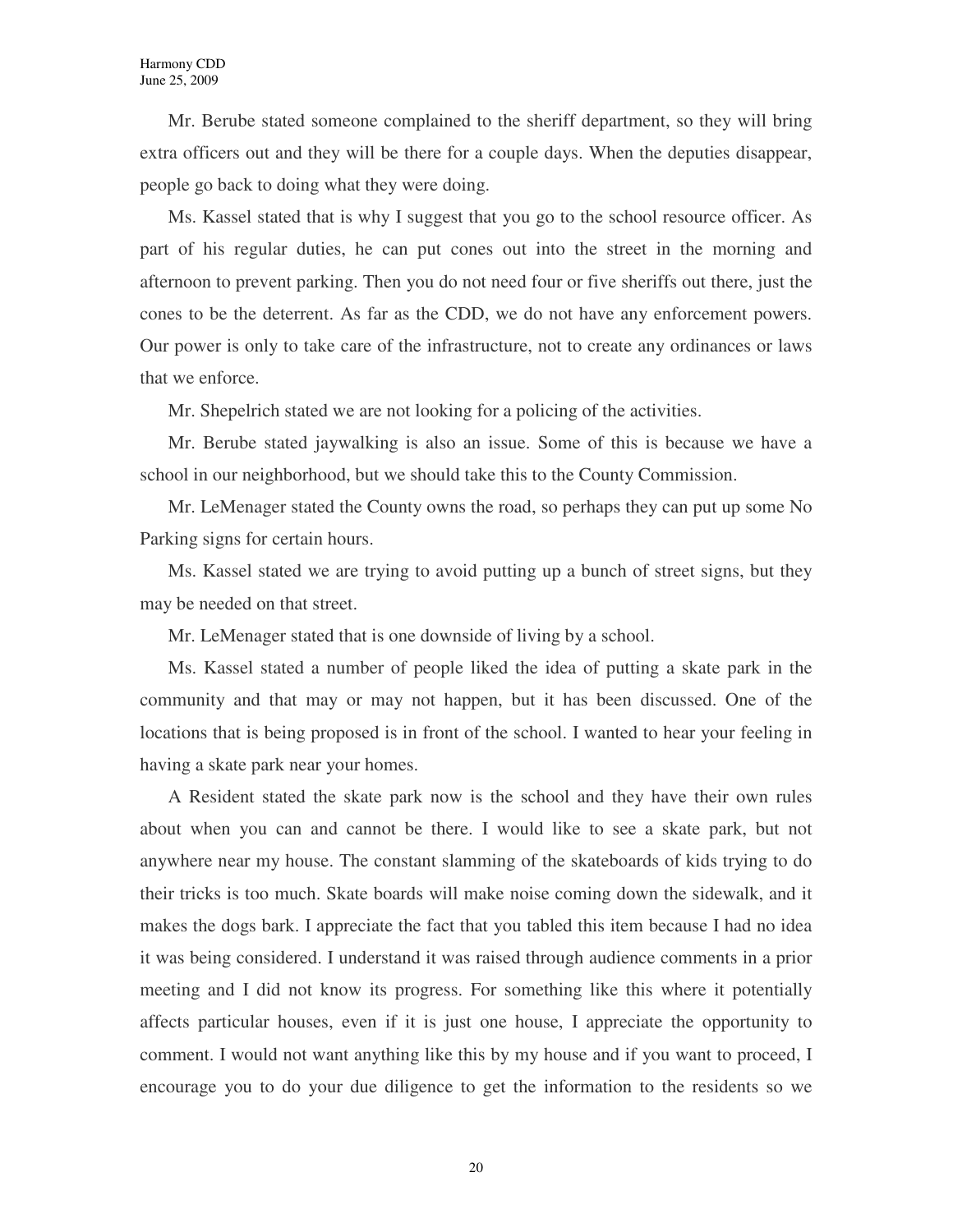Mr. Berube stated someone complained to the sheriff department, so they will bring extra officers out and they will be there for a couple days. When the deputies disappear, people go back to doing what they were doing.

Ms. Kassel stated that is why I suggest that you go to the school resource officer. As part of his regular duties, he can put cones out into the street in the morning and afternoon to prevent parking. Then you do not need four or five sheriffs out there, just the cones to be the deterrent. As far as the CDD, we do not have any enforcement powers. Our power is only to take care of the infrastructure, not to create any ordinances or laws that we enforce.

Mr. Shepelrich stated we are not looking for a policing of the activities.

Mr. Berube stated jaywalking is also an issue. Some of this is because we have a school in our neighborhood, but we should take this to the County Commission.

Mr. LeMenager stated the County owns the road, so perhaps they can put up some No Parking signs for certain hours.

Ms. Kassel stated we are trying to avoid putting up a bunch of street signs, but they may be needed on that street.

Mr. LeMenager stated that is one downside of living by a school.

Ms. Kassel stated a number of people liked the idea of putting a skate park in the community and that may or may not happen, but it has been discussed. One of the locations that is being proposed is in front of the school. I wanted to hear your feeling in having a skate park near your homes.

A Resident stated the skate park now is the school and they have their own rules about when you can and cannot be there. I would like to see a skate park, but not anywhere near my house. The constant slamming of the skateboards of kids trying to do their tricks is too much. Skate boards will make noise coming down the sidewalk, and it makes the dogs bark. I appreciate the fact that you tabled this item because I had no idea it was being considered. I understand it was raised through audience comments in a prior meeting and I did not know its progress. For something like this where it potentially affects particular houses, even if it is just one house, I appreciate the opportunity to comment. I would not want anything like this by my house and if you want to proceed, I encourage you to do your due diligence to get the information to the residents so we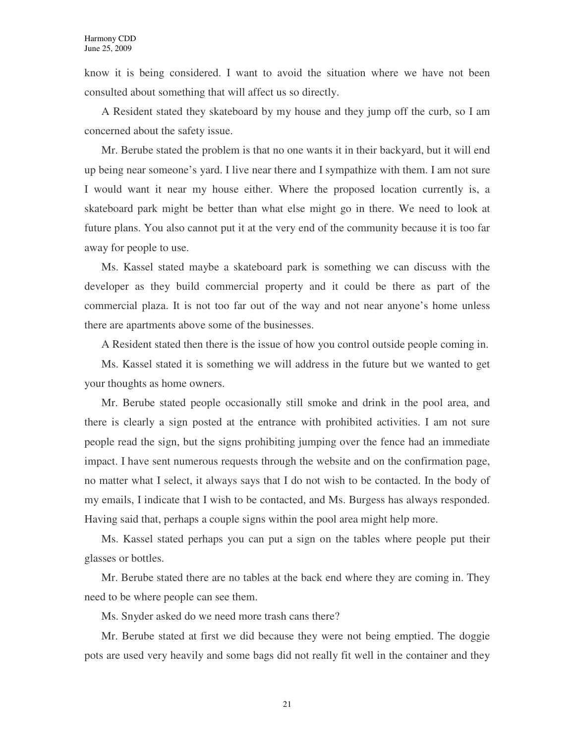know it is being considered. I want to avoid the situation where we have not been consulted about something that will affect us so directly.

A Resident stated they skateboard by my house and they jump off the curb, so I am concerned about the safety issue.

Mr. Berube stated the problem is that no one wants it in their backyard, but it will end up being near someone's yard. I live near there and I sympathize with them. I am not sure I would want it near my house either. Where the proposed location currently is, a skateboard park might be better than what else might go in there. We need to look at future plans. You also cannot put it at the very end of the community because it is too far away for people to use.

Ms. Kassel stated maybe a skateboard park is something we can discuss with the developer as they build commercial property and it could be there as part of the commercial plaza. It is not too far out of the way and not near anyone's home unless there are apartments above some of the businesses.

A Resident stated then there is the issue of how you control outside people coming in.

Ms. Kassel stated it is something we will address in the future but we wanted to get your thoughts as home owners.

Mr. Berube stated people occasionally still smoke and drink in the pool area, and there is clearly a sign posted at the entrance with prohibited activities. I am not sure people read the sign, but the signs prohibiting jumping over the fence had an immediate impact. I have sent numerous requests through the website and on the confirmation page, no matter what I select, it always says that I do not wish to be contacted. In the body of my emails, I indicate that I wish to be contacted, and Ms. Burgess has always responded. Having said that, perhaps a couple signs within the pool area might help more.

Ms. Kassel stated perhaps you can put a sign on the tables where people put their glasses or bottles.

Mr. Berube stated there are no tables at the back end where they are coming in. They need to be where people can see them.

Ms. Snyder asked do we need more trash cans there?

Mr. Berube stated at first we did because they were not being emptied. The doggie pots are used very heavily and some bags did not really fit well in the container and they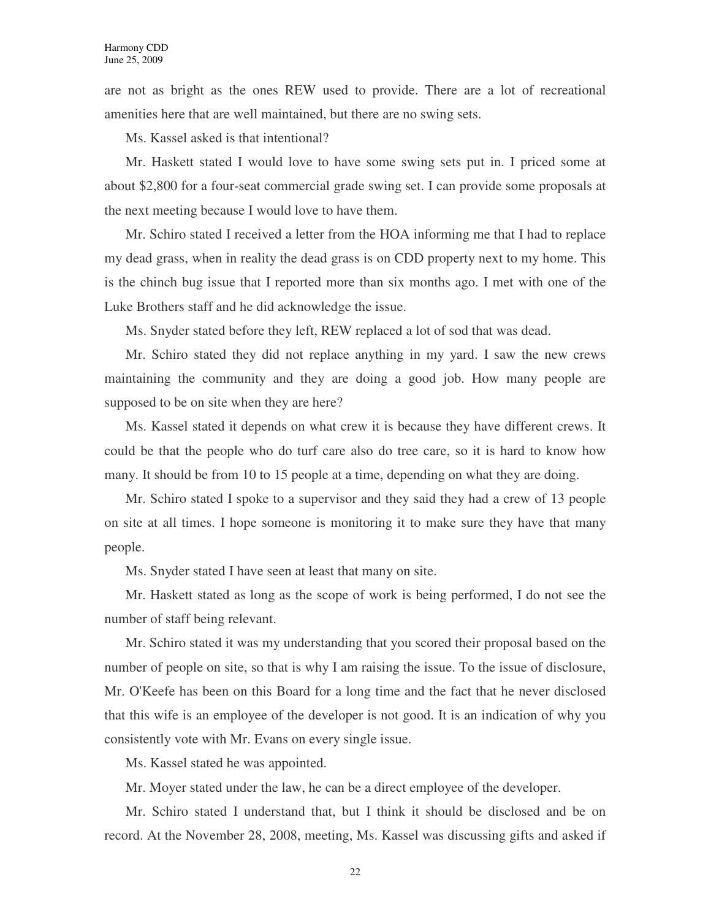are not as bright as the ones REW used to provide. There are a lot of recreational amenities here that are well maintained, but there are no swing sets.

Ms. Kassel asked is that intentional?

Mr. Haskett stated I would love to have some swing sets put in. I priced some at about $2,800 for a four-seat commercial grade swing set. I can provide some proposals at the next meeting because I would love to have them.

Mr. Schiro stated I received a letter from the HOA informing me that I had to replace my dead grass, when in reality the dead grass is on CDD property next to my home. This is the chinch bug issue that I reported more than six months ago. I met with one of the Luke Brothers staff and he did acknowledge the issue.

Ms. Snyder stated before they left, REW replaced a lot of sod that was dead.

Mr. Schiro stated they did not replace anything in my yard. I saw the new crews maintaining the community and they are doing a good job. How many people are supposed to be on site when they are here?

Ms. Kassel stated it depends on what crew it is because they have different crews. It could be that the people who do turf care also do tree care, so it is hard to know how many. It should be from 10 to 15 people at a time, depending on what they are doing.

Mr. Schiro stated I spoke to a supervisor and they said they had a crew of 13 people on site at all times. I hope someone is monitoring it to make sure they have that many people.

Ms. Snyder stated I have seen at least that many on site.

Mr. Haskett stated as long as the scope of work is being performed, I do not see the number of staff being relevant.

Mr. Schiro stated it was my understanding that you scored their proposal based on the number of people on site, so that is why I am raising the issue. To the issue of disclosure, Mr. O'Keefe has been on this Board for a long time and the fact that he never disclosed that this wife is an employee of the developer is not good. It is an indication of why you consistently vote with Mr. Evans on every single issue.

Ms. Kassel stated he was appointed.

Mr. Moyer stated under the law, he can be a direct employee of the developer.

Mr. Schiro stated I understand that, but I think it should be disclosed and be on record. At the November 28, 2008, meeting, Ms. Kassel was discussing gifts and asked if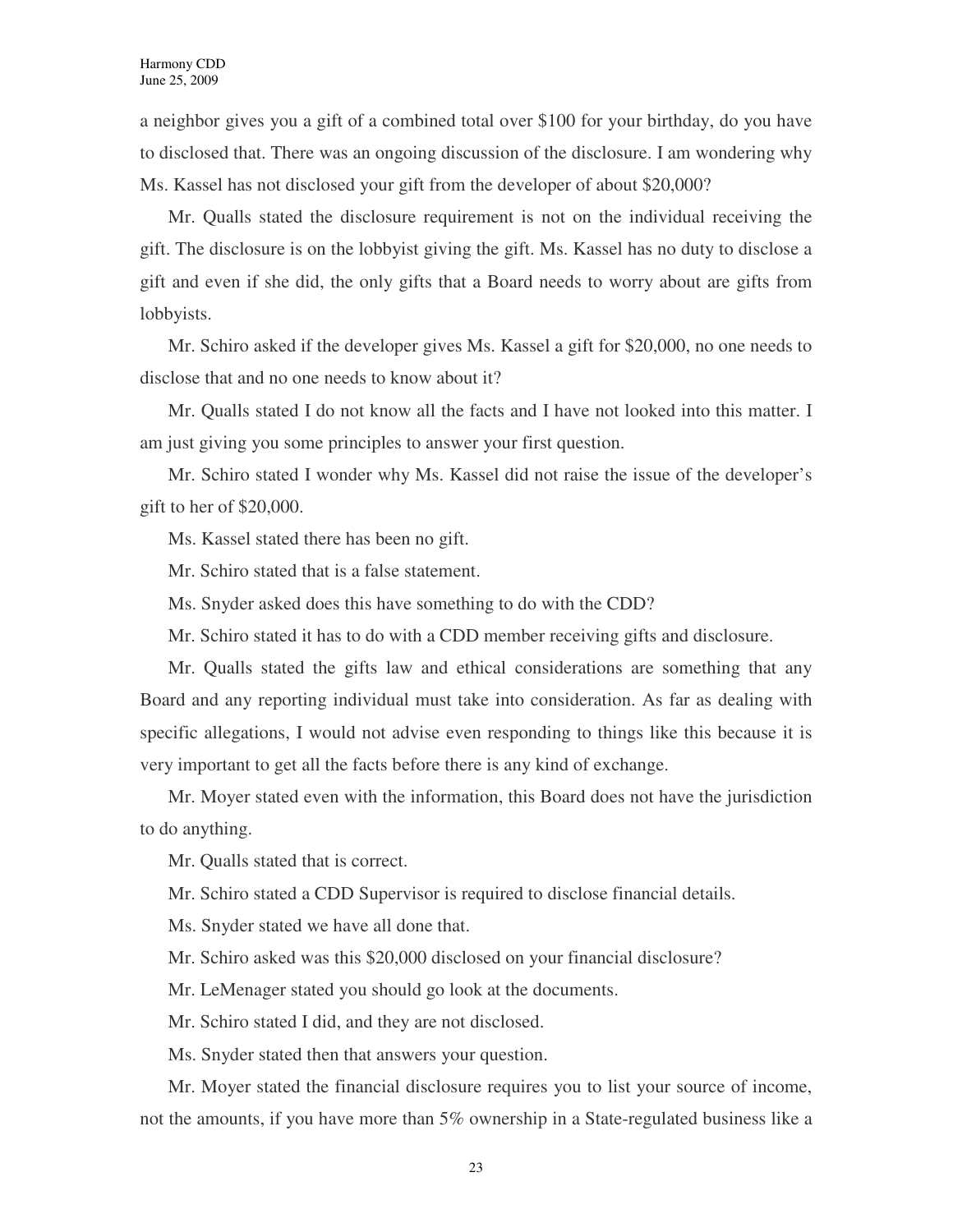a neighbor gives you a gift of a combined total over $100 for your birthday, do you have to disclosed that. There was an ongoing discussion of the disclosure. I am wondering why Ms. Kassel has not disclosed your gift from the developer of about $20,000?

Mr. Qualls stated the disclosure requirement is not on the individual receiving the gift. The disclosure is on the lobbyist giving the gift. Ms. Kassel has no duty to disclose a gift and even if she did, the only gifts that a Board needs to worry about are gifts from lobbyists.

Mr. Schiro asked if the developer gives Ms. Kassel a gift for $20,000, no one needs to disclose that and no one needs to know about it?

Mr. Qualls stated I do not know all the facts and I have not looked into this matter. I am just giving you some principles to answer your first question.

Mr. Schiro stated I wonder why Ms. Kassel did not raise the issue of the developer's gift to her of $20,000.

Ms. Kassel stated there has been no gift.

Mr. Schiro stated that is a false statement.

Ms. Snyder asked does this have something to do with the CDD?

Mr. Schiro stated it has to do with a CDD member receiving gifts and disclosure.

Mr. Qualls stated the gifts law and ethical considerations are something that any Board and any reporting individual must take into consideration. As far as dealing with specific allegations, I would not advise even responding to things like this because it is very important to get all the facts before there is any kind of exchange.

Mr. Moyer stated even with the information, this Board does not have the jurisdiction to do anything.

Mr. Qualls stated that is correct.

Mr. Schiro stated a CDD Supervisor is required to disclose financial details.

Ms. Snyder stated we have all done that.

Mr. Schiro asked was this $20,000 disclosed on your financial disclosure?

Mr. LeMenager stated you should go look at the documents.

Mr. Schiro stated I did, and they are not disclosed.

Ms. Snyder stated then that answers your question.

Mr. Moyer stated the financial disclosure requires you to list your source of income, not the amounts, if you have more than 5% ownership in a State-regulated business like a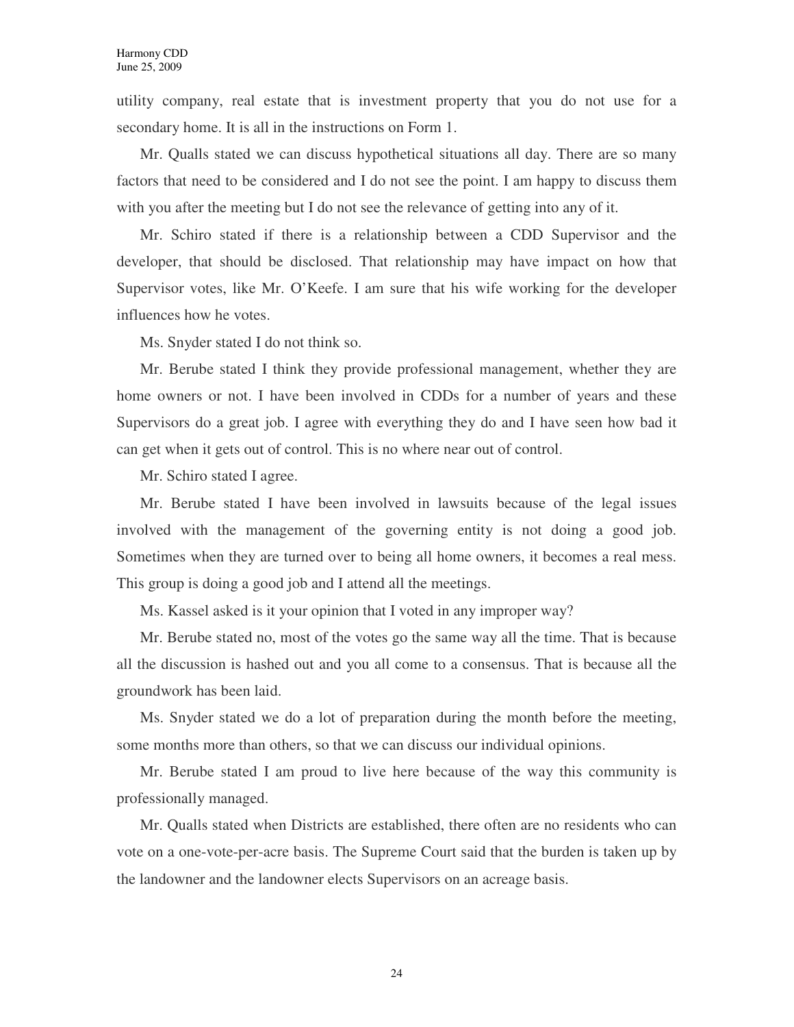utility company, real estate that is investment property that you do not use for a secondary home. It is all in the instructions on Form 1.

Mr. Qualls stated we can discuss hypothetical situations all day. There are so many factors that need to be considered and I do not see the point. I am happy to discuss them with you after the meeting but I do not see the relevance of getting into any of it.

Mr. Schiro stated if there is a relationship between a CDD Supervisor and the developer, that should be disclosed. That relationship may have impact on how that Supervisor votes, like Mr. O'Keefe. I am sure that his wife working for the developer influences how he votes.

Ms. Snyder stated I do not think so.

Mr. Berube stated I think they provide professional management, whether they are home owners or not. I have been involved in CDDs for a number of years and these Supervisors do a great job. I agree with everything they do and I have seen how bad it can get when it gets out of control. This is no where near out of control.

Mr. Schiro stated I agree.

Mr. Berube stated I have been involved in lawsuits because of the legal issues involved with the management of the governing entity is not doing a good job. Sometimes when they are turned over to being all home owners, it becomes a real mess. This group is doing a good job and I attend all the meetings.

Ms. Kassel asked is it your opinion that I voted in any improper way?

Mr. Berube stated no, most of the votes go the same way all the time. That is because all the discussion is hashed out and you all come to a consensus. That is because all the groundwork has been laid.

Ms. Snyder stated we do a lot of preparation during the month before the meeting, some months more than others, so that we can discuss our individual opinions.

Mr. Berube stated I am proud to live here because of the way this community is professionally managed.

Mr. Qualls stated when Districts are established, there often are no residents who can vote on a one-vote-per-acre basis. The Supreme Court said that the burden is taken up by the landowner and the landowner elects Supervisors on an acreage basis.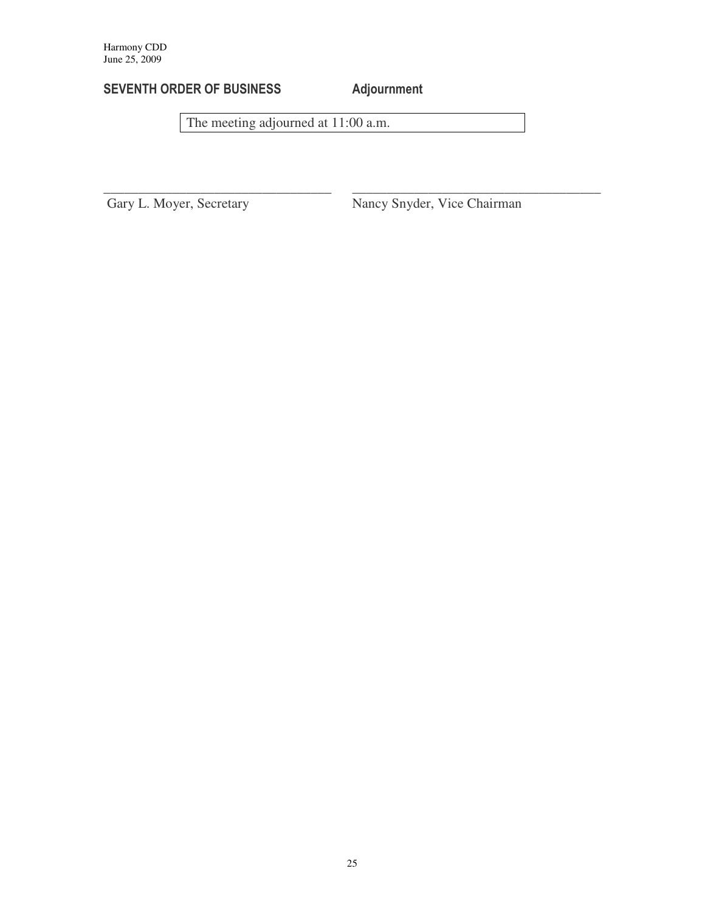**SEVENTH ORDER OF BUSINESS** **Adjournment**

The meeting adjourned at 11:00 a.m.

\_\_\_\_\_\_\_\_\_\_\_\_\_\_\_\_\_\_\_\_\_\_\_\_\_\_\_\_\_\_\_\_\_\_\_\_ \_\_\_\_\_\_\_\_\_\_\_\_\_\_\_\_\_\_\_\_\_\_\_\_\_\_\_\_\_\_\_\_\_\_\_\_\_\_

Gary L. Moyer, Secretary Nancy Snyder, Vice Chairman